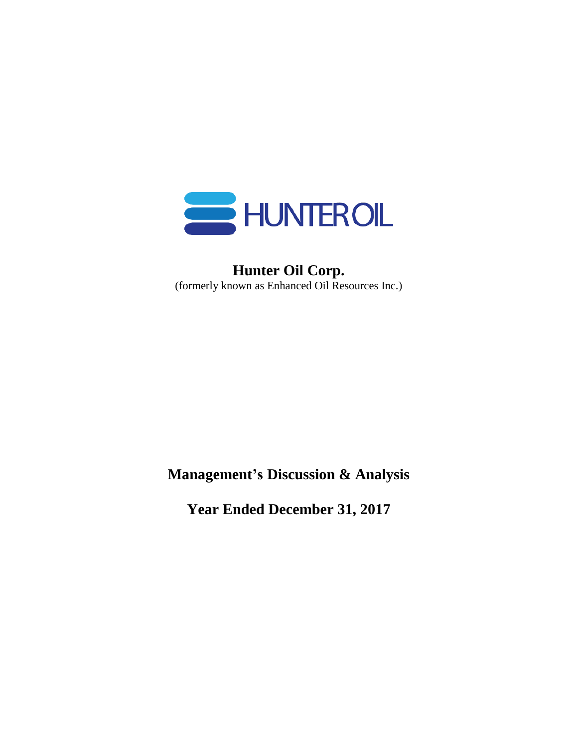HUNTEROIL

# Hunter Oil Corp.

(formerly known as Enhanced Oil Resources Inc.)

# Management's Discussion & Analysis

## Year Ended December 31, 2017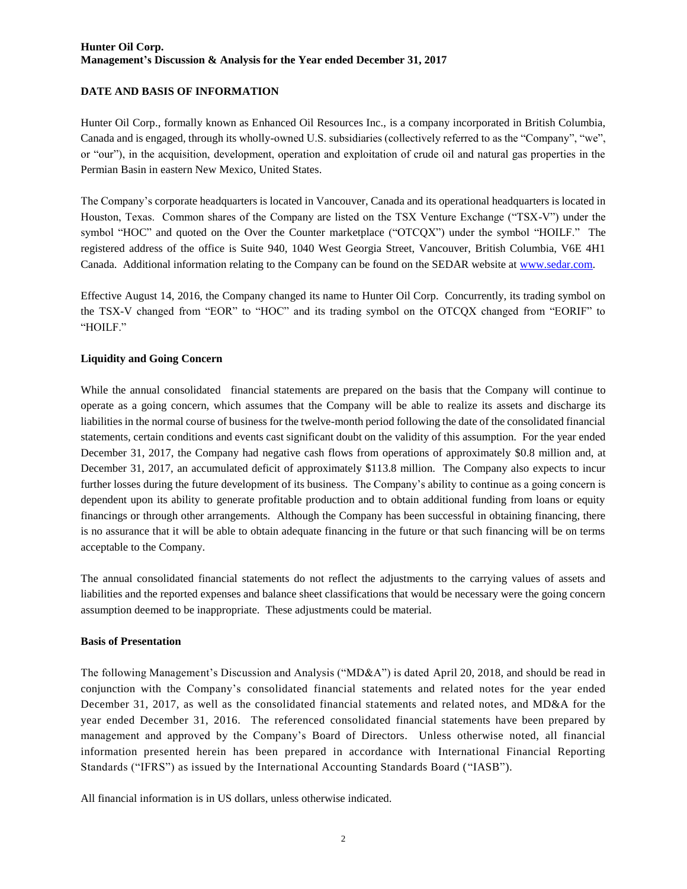## DATE AND BASIS OF INFORMATION

Hunter Oil Corp., formally known as Enhanced Oil Resources Inc., is a company incorporated in British Columbia, Canada and is engaged, through its wholly-owned U.S. subsidiaries (collectively referred to as the "Company", "we", or "our"), in the acquisition, development, operation and exploitation of crude oil and natural gas properties in the Permian Basin in eastern New Mexico, United States.

The Company's corporate headquarters is located in Vancouver, Canada and its operational headquarters is located in Houston, Texas. Common shares of the Company are listed on the TSX Venture Exchange ("TSX-V") under the symbol "HOC" and quoted on the Over the Counter marketplace ("OTCQX") under the symbol "HOILF." The registered address of the office is Suite 940, 1040 West Georgia Street, Vancouver, British Columbia, V6E 4H1 Canada. Additional information relating to the Company can be found on the SEDAR website at www.sedar.com.

Effective August 14, 2016, the Company changed its name to Hunter Oil Corp. Concurrently, its trading symbol on the TSX-V changed from "EOR" to "HOC" and its trading symbol on the OTCQX changed from "EORIF" to "HOILF."

### Liquidity and Going Concern

While the annual consolidated financial statements are prepared on the basis that the Company will continue to operate as a going concern, which assumes that the Company will be able to realize its assets and discharge its liabilities in the normal course of business for the twelve-month period following the date of the consolidated financial statements, certain conditions and events cast significant doubt on the validity of this assumption. For the year ended December 31, 2017, the Company had negative cash flows from operations of approximately $0.8 million and, at December 31, 2017, an accumulated deficit of approximately $113.8 million. The Company also expects to incur further losses during the future development of its business. The Company's ability to continue as a going concern is dependent upon its ability to generate profitable production and to obtain additional funding from loans or equity financings or through other arrangements. Although the Company has been successful in obtaining financing, there is no assurance that it will be able to obtain adequate financing in the future or that such financing will be on terms acceptable to the Company.

The annual consolidated financial statements do not reflect the adjustments to the carrying values of assets and liabilities and the reported expenses and balance sheet classifications that would be necessary were the going concern assumption deemed to be inappropriate. These adjustments could be material.

### Basis of Presentation

The following Management's Discussion and Analysis ("MD&A") is dated April 20, 2018, and should be read in conjunction with the Company's consolidated financial statements and related notes for the year ended December 31, 2017, as well as the consolidated financial statements and related notes, and MD&A for the year ended December 31, 2016. The referenced consolidated financial statements have been prepared by management and approved by the Company's Board of Directors. Unless otherwise noted, all financial information presented herein has been prepared in accordance with International Financial Reporting Standards ("IFRS") as issued by the International Accounting Standards Board ("IASB").

All financial information is in US dollars, unless otherwise indicated.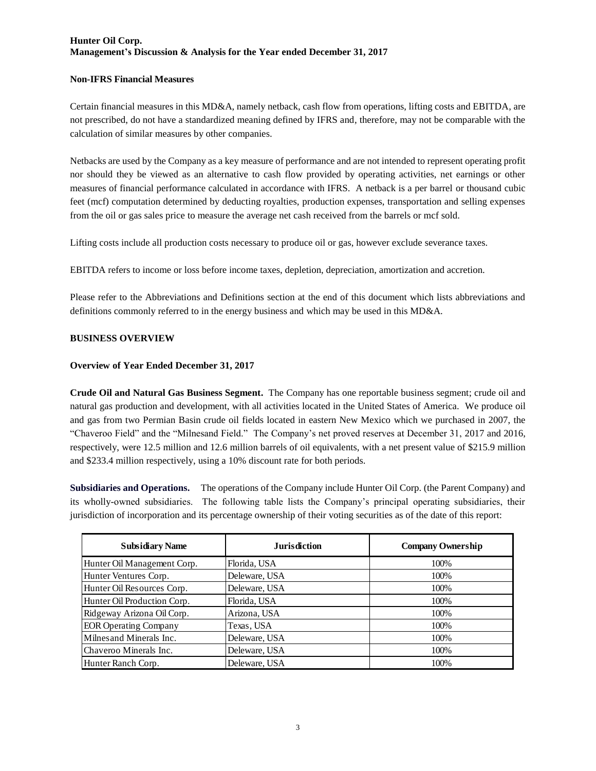**Non-IFRS Financial Measures**

Certain financial measures in this MD&A, namely netback, cash flow from operations, lifting costs and EBITDA, are not prescribed, do not have a standardized meaning defined by IFRS and, therefore, may not be comparable with the calculation of similar measures by other companies.

Netbacks are used by the Company as a key measure of performance and are not intended to represent operating profit nor should they be viewed as an alternative to cash flow provided by operating activities, net earnings or other measures of financial performance calculated in accordance with IFRS. A netback is a per barrel or thousand cubic feet (mcf) computation determined by deducting royalties, production expenses, transportation and selling expenses from the oil or gas sales price to measure the average net cash received from the barrels or mcf sold.

Lifting costs include all production costs necessary to produce oil or gas, however exclude severance taxes.

EBITDA refers to income or loss before income taxes, depletion, depreciation, amortization and accretion.

Please refer to the Abbreviations and Definitions section at the end of this document which lists abbreviations and definitions commonly referred to in the energy business and which may be used in this MD&A.

## BUSINESS OVERVIEW

### Overview of Year Ended December 31, 2017

**Crude Oil and Natural Gas Business Segment.** The Company has one reportable business segment; crude oil and natural gas production and development, with all activities located in the United States of America. We produce oil and gas from two Permian Basin crude oil fields located in eastern New Mexico which we purchased in 2007, the "Chaveroo Field" and the "Milnesand Field." The Company's net proved reserves at December 31, 2017 and 2016, respectively, were 12.5 million and 12.6 million barrels of oil equivalents, with a net present value of \$215.9 million and \$233.4 million respectively, using a 10% discount rate for both periods.

**Subsidiaries and Operations.** The operations of the Company include Hunter Oil Corp. (the Parent Company) and its wholly-owned subsidiaries. The following table lists the Company's principal operating subsidiaries, their jurisdiction of incorporation and its percentage ownership of their voting securities as of the date of this report:

| Subsidiary Name | Jurisdiction | Company Ownership |
|---|---|---|
| Hunter Oil Management Corp. | Florida, USA | 100% |
| Hunter Ventures Corp. | Deleware, USA | 100% |
| Hunter Oil Resources Corp. | Deleware, USA | 100% |
| Hunter Oil Production Corp. | Florida, USA | 100% |
| Ridgeway Arizona Oil Corp. | Arizona, USA | 100% |
| EOR Operating Company | Texas, USA | 100% |
| Milnesand Minerals Inc. | Deleware, USA | 100% |
| Chaveroo Minerals Inc. | Deleware, USA | 100% |
| Hunter Ranch Corp. | Deleware, USA | 100% |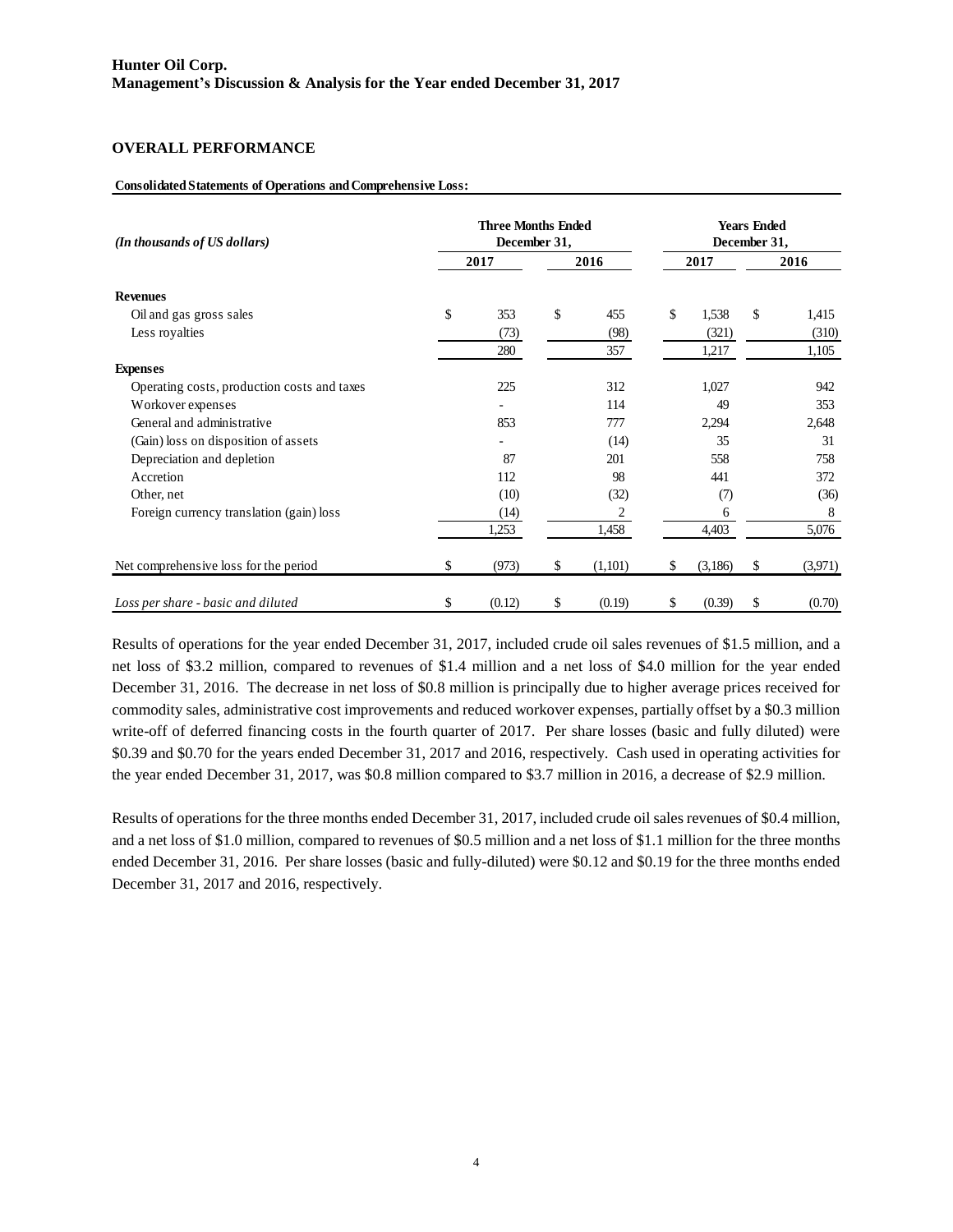## OVERALL PERFORMANCE

**Consolidated Statements of Operations and Comprehensive Loss:**

| *(In thousands of US dollars)* | Three Months Ended December 31, | | Years Ended December 31, | |
|---|---|---|---|---|
| | 2017 | 2016 | 2017 | 2016 |
| **Revenues** | | | | |
| Oil and gas gross sales | $ 353 | $ 455 | $ 1,538 | $ 1,415 |
| Less royalties | (73) | (98) | (321) | (310) |
| | 280 | 357 | 1,217 | 1,105 |
| **Expenses** | | | | |
| Operating costs, production costs and taxes | 225 | 312 | 1,027 | 942 |
| Workover expenses | - | 114 | 49 | 353 |
| General and administrative | 853 | 777 | 2,294 | 2,648 |
| (Gain) loss on disposition of assets | - | (14) | 35 | 31 |
| Depreciation and depletion | 87 | 201 | 558 | 758 |
| Accretion | 112 | 98 | 441 | 372 |
| Other, net | (10) | (32) | (7) | (36) |
| Foreign currency translation (gain) loss | (14) | 2 | 6 | 8 |
| | 1,253 | 1,458 | 4,403 | 5,076 |
| Net comprehensive loss for the period | $ (973) | $ (1,101) | $ (3,186) | $ (3,971) |
| *Loss per share - basic and diluted* | $ (0.12) | $ (0.19) | $ (0.39) | $ (0.70) |

Results of operations for the year ended December 31, 2017, included crude oil sales revenues of $1.5 million, and a net loss of $3.2 million, compared to revenues of $1.4 million and a net loss of $4.0 million for the year ended December 31, 2016. The decrease in net loss of $0.8 million is principally due to higher average prices received for commodity sales, administrative cost improvements and reduced workover expenses, partially offset by a $0.3 million write-off of deferred financing costs in the fourth quarter of 2017. Per share losses (basic and fully diluted) were $0.39 and $0.70 for the years ended December 31, 2017 and 2016, respectively. Cash used in operating activities for the year ended December 31, 2017, was $0.8 million compared to $3.7 million in 2016, a decrease of $2.9 million.

Results of operations for the three months ended December 31, 2017, included crude oil sales revenues of $0.4 million, and a net loss of $1.0 million, compared to revenues of $0.5 million and a net loss of $1.1 million for the three months ended December 31, 2016. Per share losses (basic and fully-diluted) were $0.12 and $0.19 for the three months ended December 31, 2017 and 2016, respectively.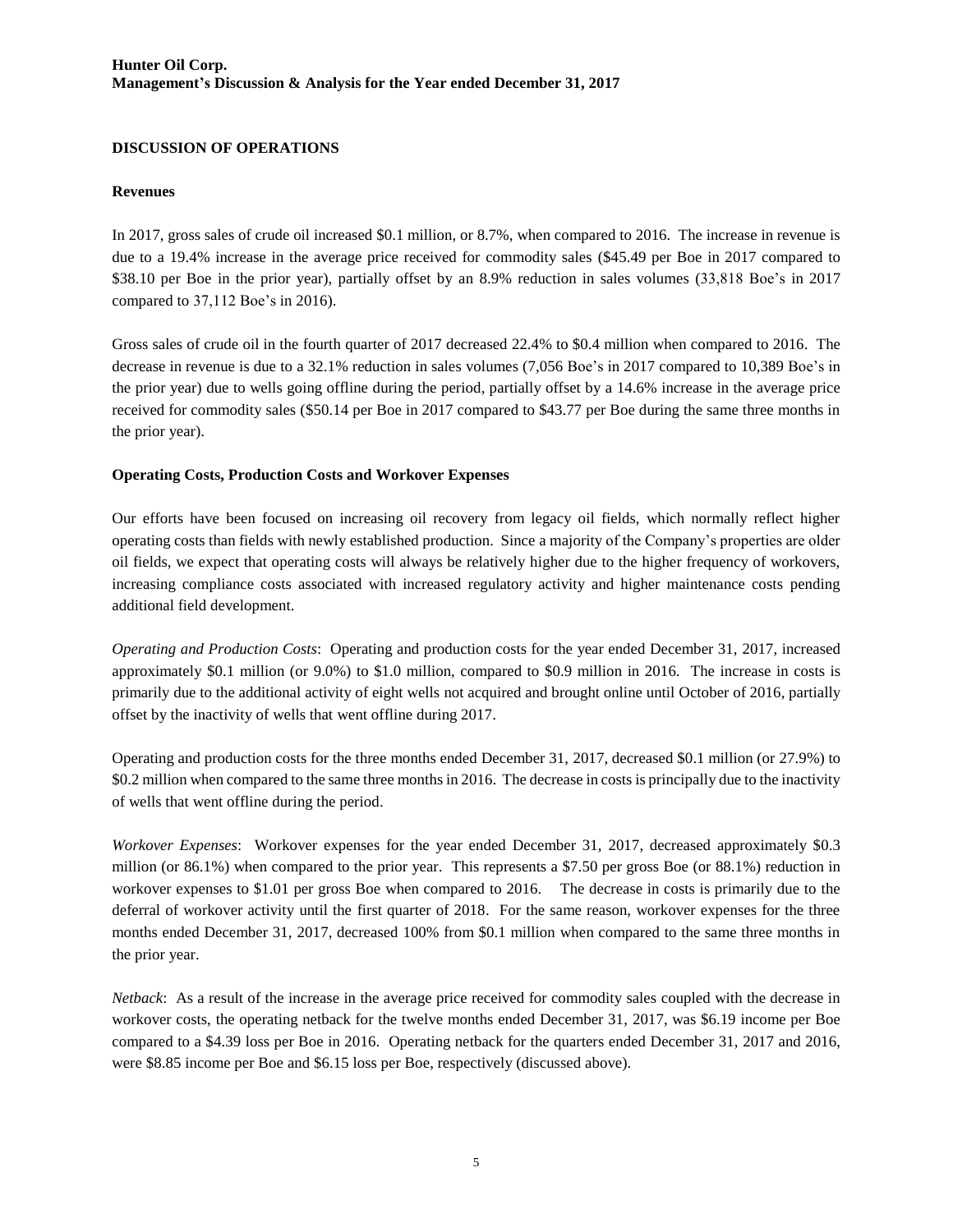## DISCUSSION OF OPERATIONS

### Revenues

In 2017, gross sales of crude oil increased \$0.1 million, or 8.7%, when compared to 2016. The increase in revenue is due to a 19.4% increase in the average price received for commodity sales (\$45.49 per Boe in 2017 compared to \$38.10 per Boe in the prior year), partially offset by an 8.9% reduction in sales volumes (33,818 Boe's in 2017 compared to 37,112 Boe's in 2016).

Gross sales of crude oil in the fourth quarter of 2017 decreased 22.4% to \$0.4 million when compared to 2016. The decrease in revenue is due to a 32.1% reduction in sales volumes (7,056 Boe's in 2017 compared to 10,389 Boe's in the prior year) due to wells going offline during the period, partially offset by a 14.6% increase in the average price received for commodity sales (\$50.14 per Boe in 2017 compared to \$43.77 per Boe during the same three months in the prior year).

### Operating Costs, Production Costs and Workover Expenses

Our efforts have been focused on increasing oil recovery from legacy oil fields, which normally reflect higher operating costs than fields with newly established production. Since a majority of the Company's properties are older oil fields, we expect that operating costs will always be relatively higher due to the higher frequency of workovers, increasing compliance costs associated with increased regulatory activity and higher maintenance costs pending additional field development.

*Operating and Production Costs*: Operating and production costs for the year ended December 31, 2017, increased approximately \$0.1 million (or 9.0%) to \$1.0 million, compared to \$0.9 million in 2016. The increase in costs is primarily due to the additional activity of eight wells not acquired and brought online until October of 2016, partially offset by the inactivity of wells that went offline during 2017.

Operating and production costs for the three months ended December 31, 2017, decreased \$0.1 million (or 27.9%) to \$0.2 million when compared to the same three months in 2016. The decrease in costs is principally due to the inactivity of wells that went offline during the period.

*Workover Expenses*: Workover expenses for the year ended December 31, 2017, decreased approximately \$0.3 million (or 86.1%) when compared to the prior year. This represents a \$7.50 per gross Boe (or 88.1%) reduction in workover expenses to \$1.01 per gross Boe when compared to 2016. The decrease in costs is primarily due to the deferral of workover activity until the first quarter of 2018. For the same reason, workover expenses for the three months ended December 31, 2017, decreased 100% from \$0.1 million when compared to the same three months in the prior year.

*Netback*: As a result of the increase in the average price received for commodity sales coupled with the decrease in workover costs, the operating netback for the twelve months ended December 31, 2017, was \$6.19 income per Boe compared to a \$4.39 loss per Boe in 2016. Operating netback for the quarters ended December 31, 2017 and 2016, were \$8.85 income per Boe and \$6.15 loss per Boe, respectively (discussed above).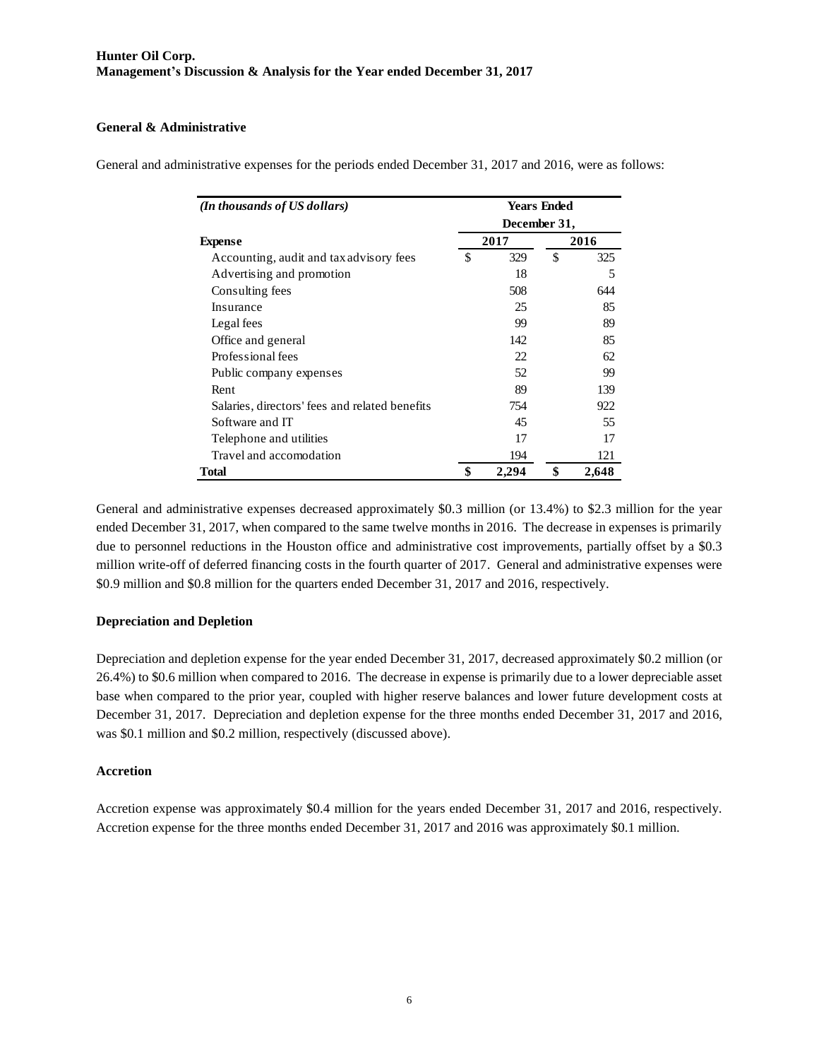### General & Administrative

General and administrative expenses for the periods ended December 31, 2017 and 2016, were as follows:

| *(In thousands of US dollars)* | Years Ended December 31, | |
|---|---|---|
| **Expense** | **2017** | **2016** |
| Accounting, audit and tax advisory fees | $ 329 | $ 325 |
| Advertising and promotion | 18 | 5 |
| Consulting fees | 508 | 644 |
| Insurance | 25 | 85 |
| Legal fees | 99 | 89 |
| Office and general | 142 | 85 |
| Professional fees | 22 | 62 |
| Public company expenses | 52 | 99 |
| Rent | 89 | 139 |
| Salaries, directors' fees and related benefits | 754 | 922 |
| Software and IT | 45 | 55 |
| Telephone and utilities | 17 | 17 |
| Travel and accomodation | 194 | 121 |
| **Total** | **$ 2,294** | **$ 2,648** |

General and administrative expenses decreased approximately $0.3 million (or 13.4%) to $2.3 million for the year ended December 31, 2017, when compared to the same twelve months in 2016. The decrease in expenses is primarily due to personnel reductions in the Houston office and administrative cost improvements, partially offset by a $0.3 million write-off of deferred financing costs in the fourth quarter of 2017. General and administrative expenses were $0.9 million and $0.8 million for the quarters ended December 31, 2017 and 2016, respectively.

### Depreciation and Depletion

Depreciation and depletion expense for the year ended December 31, 2017, decreased approximately $0.2 million (or 26.4%) to $0.6 million when compared to 2016. The decrease in expense is primarily due to a lower depreciable asset base when compared to the prior year, coupled with higher reserve balances and lower future development costs at December 31, 2017. Depreciation and depletion expense for the three months ended December 31, 2017 and 2016, was $0.1 million and $0.2 million, respectively (discussed above).

### Accretion

Accretion expense was approximately $0.4 million for the years ended December 31, 2017 and 2016, respectively. Accretion expense for the three months ended December 31, 2017 and 2016 was approximately $0.1 million.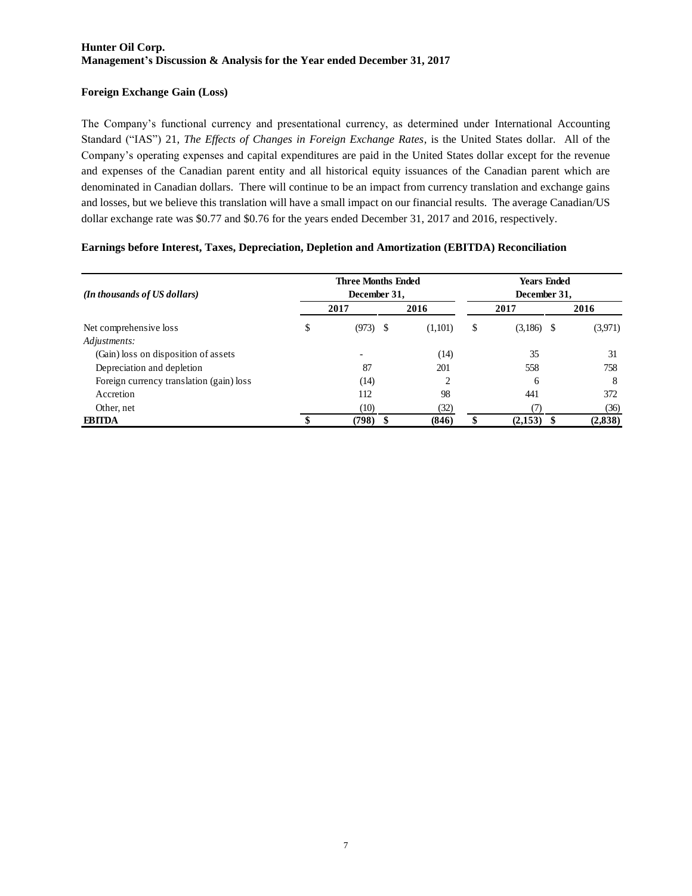**Hunter Oil Corp.**
**Management's Discussion & Analysis for the Year ended December 31, 2017**

## Foreign Exchange Gain (Loss)

The Company's functional currency and presentational currency, as determined under International Accounting Standard ("IAS") 21, *The Effects of Changes in Foreign Exchange Rates*, is the United States dollar. All of the Company's operating expenses and capital expenditures are paid in the United States dollar except for the revenue and expenses of the Canadian parent entity and all historical equity issuances of the Canadian parent which are denominated in Canadian dollars. There will continue to be an impact from currency translation and exchange gains and losses, but we believe this translation will have a small impact on our financial results. The average Canadian/US dollar exchange rate was $0.77 and $0.76 for the years ended December 31, 2017 and 2016, respectively.

## Earnings before Interest, Taxes, Depreciation, Depletion and Amortization (EBITDA) Reconciliation

| *(In thousands of US dollars)* | Three Months Ended December 31, | | Years Ended December 31, | |
|---|---|---|---|---|
| | 2017 | 2016 | 2017 | 2016 |
| Net comprehensive loss | $ (973) | $ (1,101) | $ (3,186) | $ (3,971) |
| *Adjustments:* | | | | |
| (Gain) loss on disposition of assets | - | (14) | 35 | 31 |
| Depreciation and depletion | 87 | 201 | 558 | 758 |
| Foreign currency translation (gain) loss | (14) | 2 | 6 | 8 |
| Accretion | 112 | 98 | 441 | 372 |
| Other, net | (10) | (32) | (7) | (36) |
| **EBITDA** | **$ (798)** | **$ (846)** | **$ (2,153)** | **$ (2,838)** |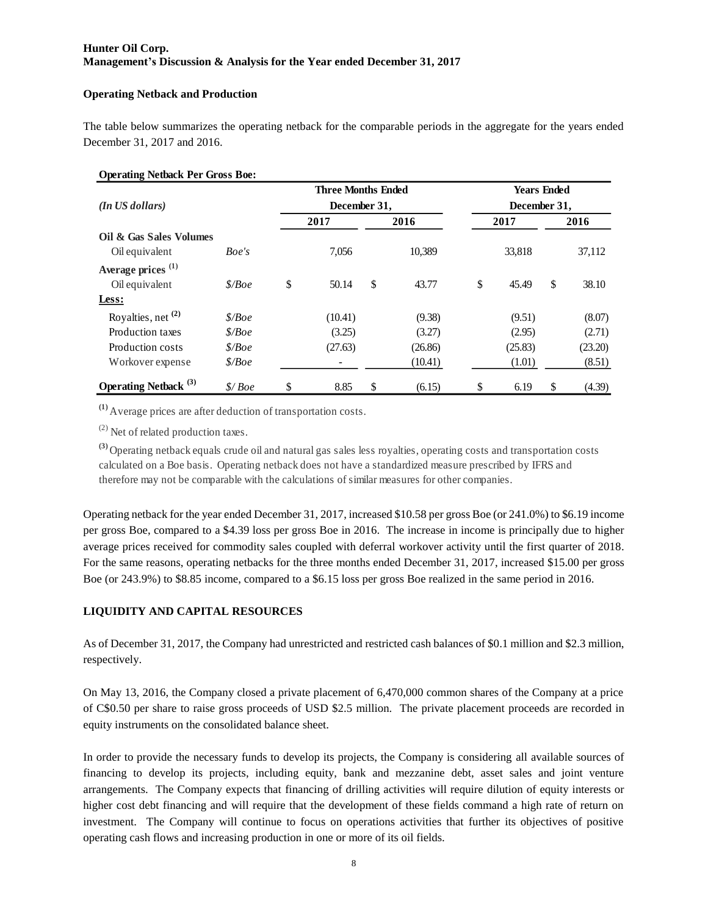### Operating Netback and Production

The table below summarizes the operating netback for the comparable periods in the aggregate for the years ended December 31, 2017 and 2016.

**Operating Netback Per Gross Boe:**

| *(In US dollars)* | | Three Months Ended December 31, | | Years Ended December 31, | |
|---|---|---|---|---|---|
| | | 2017 | 2016 | 2017 | 2016 |
| **Oil & Gas Sales Volumes** | | | | | |
| Oil equivalent | *Boe's* | 7,056 | 10,389 | 33,818 | 37,112 |
| **Average prices [1]** | | | | | |
| Oil equivalent | *$/Boe* | $ 50.14 | $ 43.77 | $ 45.49 | $ 38.10 |
| **Less:** | | | | | |
| Royalties, net [2] | *$/Boe* | (10.41) | (9.38) | (9.51) | (8.07) |
| Production taxes | *$/Boe* | (3.25) | (3.27) | (2.95) | (2.71) |
| Production costs | *$/Boe* | (27.63) | (26.86) | (25.83) | (23.20) |
| Workover expense | *$/Boe* | - | (10.41) | (1.01) | (8.51) |
| **Operating Netback [3]** | *$/ Boe* | $ 8.85 | $ (6.15) | $ 6.19 | $ (4.39) |

[1] Average prices are after deduction of transportation costs.

[2] Net of related production taxes.

[3] Operating netback equals crude oil and natural gas sales less royalties, operating costs and transportation costs calculated on a Boe basis. Operating netback does not have a standardized measure prescribed by IFRS and therefore may not be comparable with the calculations of similar measures for other companies.

Operating netback for the year ended December 31, 2017, increased $10.58 per gross Boe (or 241.0%) to $6.19 income per gross Boe, compared to a $4.39 loss per gross Boe in 2016. The increase in income is principally due to higher average prices received for commodity sales coupled with deferral workover activity until the first quarter of 2018. For the same reasons, operating netbacks for the three months ended December 31, 2017, increased $15.00 per gross Boe (or 243.9%) to $8.85 income, compared to a $6.15 loss per gross Boe realized in the same period in 2016.

## LIQUIDITY AND CAPITAL RESOURCES

As of December 31, 2017, the Company had unrestricted and restricted cash balances of $0.1 million and $2.3 million, respectively.

On May 13, 2016, the Company closed a private placement of 6,470,000 common shares of the Company at a price of C$0.50 per share to raise gross proceeds of USD $2.5 million. The private placement proceeds are recorded in equity instruments on the consolidated balance sheet.

In order to provide the necessary funds to develop its projects, the Company is considering all available sources of financing to develop its projects, including equity, bank and mezzanine debt, asset sales and joint venture arrangements. The Company expects that financing of drilling activities will require dilution of equity interests or higher cost debt financing and will require that the development of these fields command a high rate of return on investment. The Company will continue to focus on operations activities that further its objectives of positive operating cash flows and increasing production in one or more of its oil fields.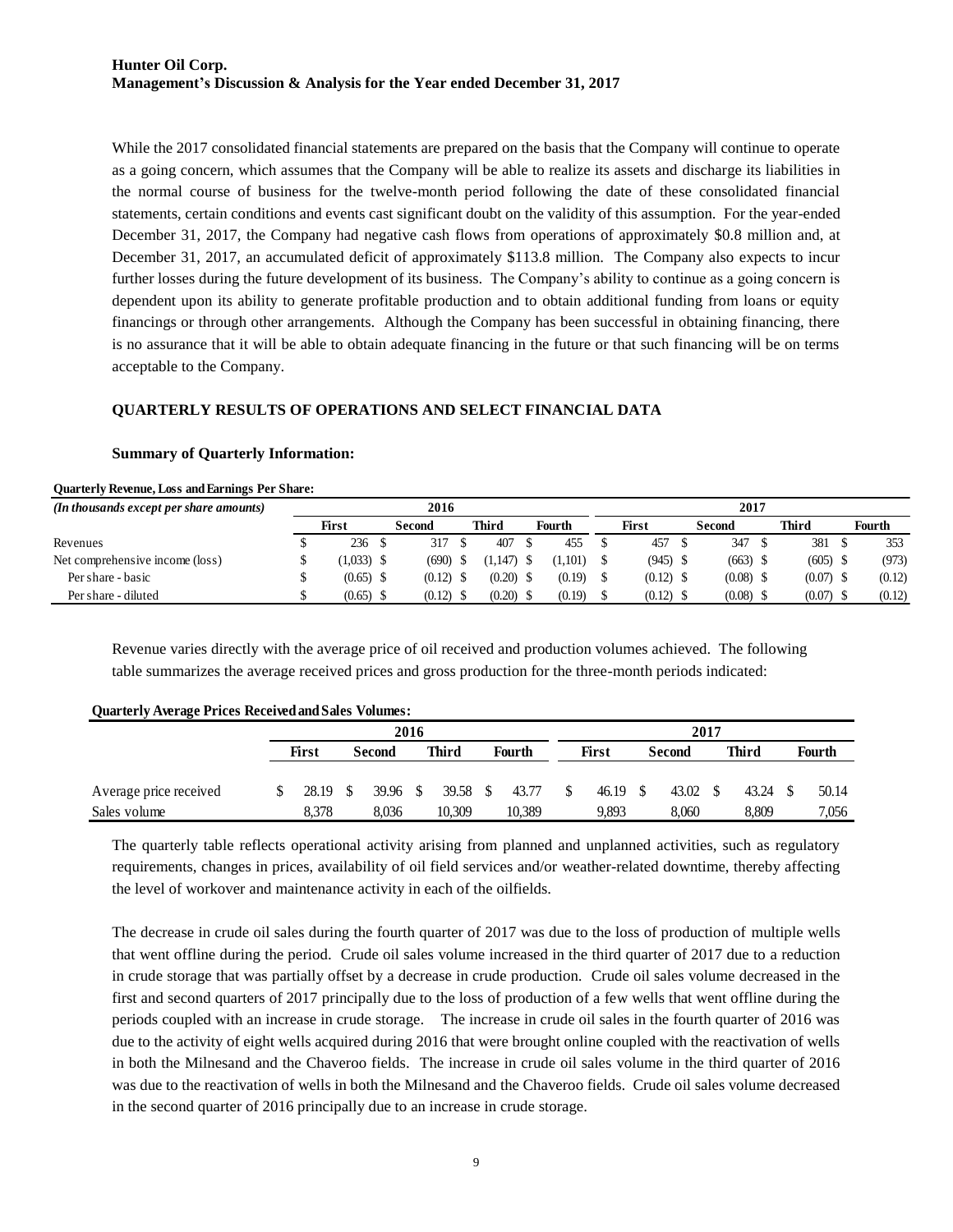While the 2017 consolidated financial statements are prepared on the basis that the Company will continue to operate as a going concern, which assumes that the Company will be able to realize its assets and discharge its liabilities in the normal course of business for the twelve-month period following the date of these consolidated financial statements, certain conditions and events cast significant doubt on the validity of this assumption. For the year-ended December 31, 2017, the Company had negative cash flows from operations of approximately $0.8 million and, at December 31, 2017, an accumulated deficit of approximately $113.8 million. The Company also expects to incur further losses during the future development of its business. The Company's ability to continue as a going concern is dependent upon its ability to generate profitable production and to obtain additional funding from loans or equity financings or through other arrangements. Although the Company has been successful in obtaining financing, there is no assurance that it will be able to obtain adequate financing in the future or that such financing will be on terms acceptable to the Company.

## QUARTERLY RESULTS OF OPERATIONS AND SELECT FINANCIAL DATA

### Summary of Quarterly Information:

**Quarterly Revenue, Loss and Earnings Per Share:**

| *(In thousands except per share amounts)* | 2016 | | | | 2017 | | | |
|---|---|---|---|---|---|---|---|---|
| | First | Second | Third | Fourth | First | Second | Third | Fourth |
| Revenues | $ 236 | $ 317 | $ 407 | $ 455 | $ 457 | $ 347 | $ 381 | $ 353 |
| Net comprehensive income (loss) | $ (1,033) | $ (690) | $ (1,147) | $ (1,101) | $ (945) | $ (663) | $ (605) | $ (973) |
| Per share - basic | $ (0.65) | $ (0.12) | $ (0.20) | $ (0.19) | $ (0.12) | $ (0.08) | $ (0.07) | $ (0.12) |
| Per share - diluted | $ (0.65) | $ (0.12) | $ (0.20) | $ (0.19) | $ (0.12) | $ (0.08) | $ (0.07) | $ (0.12) |

Revenue varies directly with the average price of oil received and production volumes achieved. The following table summarizes the average received prices and gross production for the three-month periods indicated:

**Quarterly Average Prices Received and Sales Volumes:**

| | 2016 | | | | 2017 | | | |
|---|---|---|---|---|---|---|---|---|
| | First | Second | Third | Fourth | First | Second | Third | Fourth |
| Average price received | $ 28.19 | $ 39.96 | $ 39.58 | $ 43.77 | $ 46.19 | $ 43.02 | $ 43.24 | $ 50.14 |
| Sales volume | 8,378 | 8,036 | 10,309 | 10,389 | 9,893 | 8,060 | 8,809 | 7,056 |

The quarterly table reflects operational activity arising from planned and unplanned activities, such as regulatory requirements, changes in prices, availability of oil field services and/or weather-related downtime, thereby affecting the level of workover and maintenance activity in each of the oilfields.

The decrease in crude oil sales during the fourth quarter of 2017 was due to the loss of production of multiple wells that went offline during the period. Crude oil sales volume increased in the third quarter of 2017 due to a reduction in crude storage that was partially offset by a decrease in crude production. Crude oil sales volume decreased in the first and second quarters of 2017 principally due to the loss of production of a few wells that went offline during the periods coupled with an increase in crude storage. The increase in crude oil sales in the fourth quarter of 2016 was due to the activity of eight wells acquired during 2016 that were brought online coupled with the reactivation of wells in both the Milnesand and the Chaveroo fields. The increase in crude oil sales volume in the third quarter of 2016 was due to the reactivation of wells in both the Milnesand and the Chaveroo fields. Crude oil sales volume decreased in the second quarter of 2016 principally due to an increase in crude storage.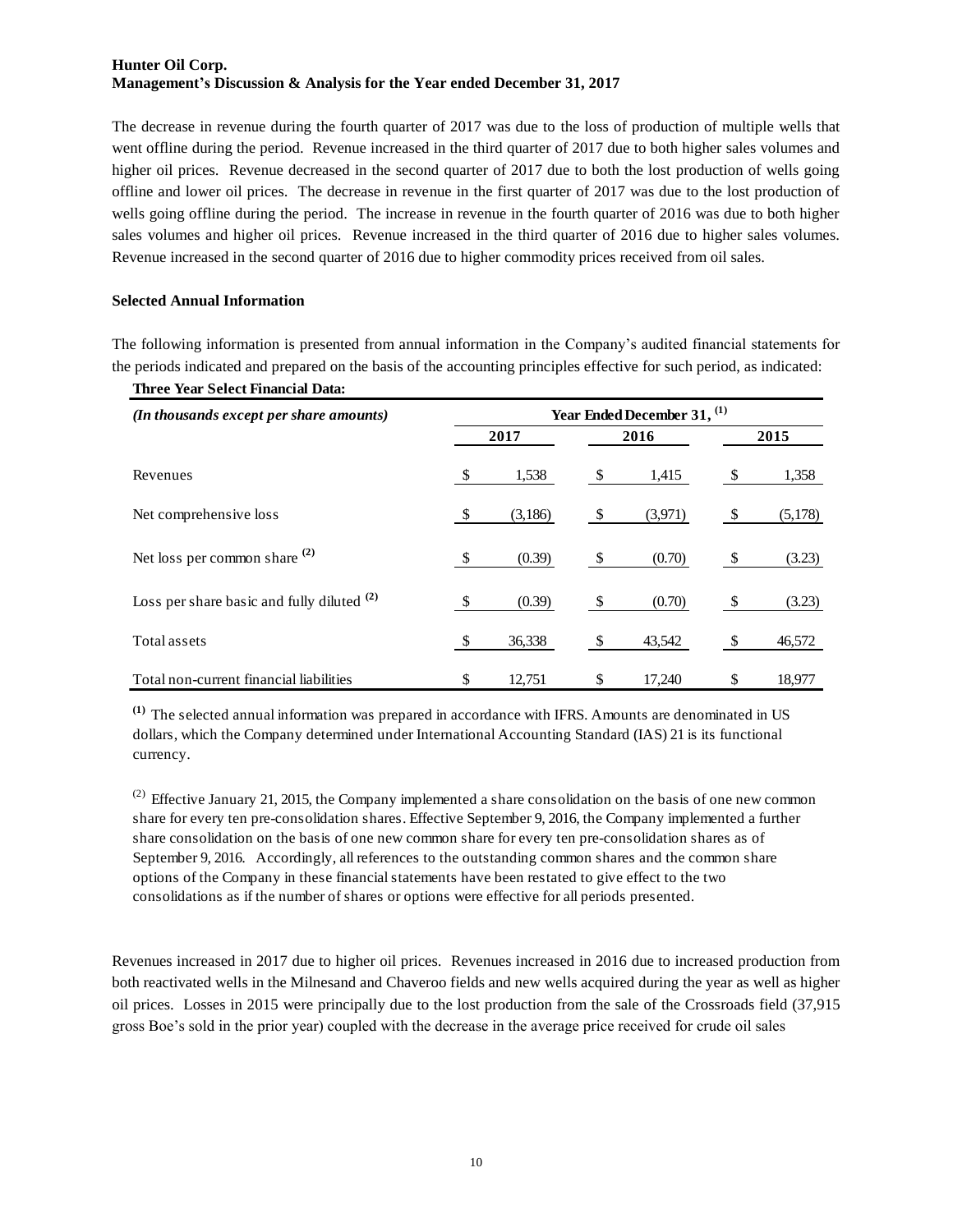The decrease in revenue during the fourth quarter of 2017 was due to the loss of production of multiple wells that went offline during the period. Revenue increased in the third quarter of 2017 due to both higher sales volumes and higher oil prices. Revenue decreased in the second quarter of 2017 due to both the lost production of wells going offline and lower oil prices. The decrease in revenue in the first quarter of 2017 was due to the lost production of wells going offline during the period. The increase in revenue in the fourth quarter of 2016 was due to both higher sales volumes and higher oil prices. Revenue increased in the third quarter of 2016 due to higher sales volumes. Revenue increased in the second quarter of 2016 due to higher commodity prices received from oil sales.

**Selected Annual Information**

The following information is presented from annual information in the Company's audited financial statements for the periods indicated and prepared on the basis of the accounting principles effective for such period, as indicated:

**Three Year Select Financial Data:**

| *(In thousands except per share amounts)* | Year Ended December 31, [1] | | |
|---|---|---|---|
| | 2017 | 2016 | 2015 |
| Revenues | $ 1,538 | $ 1,415 | $ 1,358 |
| Net comprehensive loss | $ (3,186) | $ (3,971) | $ (5,178) |
| Net loss per common share [2] | $ (0.39) | $ (0.70) | $ (3.23) |
| Loss per share basic and fully diluted [2] | $ (0.39) | $ (0.70) | $ (3.23) |
| Total assets | $ 36,338 | $ 43,542 | $ 46,572 |
| Total non-current financial liabilities | $ 12,751 | $ 17,240 | $ 18,977 |

[1] The selected annual information was prepared in accordance with IFRS. Amounts are denominated in US dollars, which the Company determined under International Accounting Standard (IAS) 21 is its functional currency.

[2] Effective January 21, 2015, the Company implemented a share consolidation on the basis of one new common share for every ten pre-consolidation shares. Effective September 9, 2016, the Company implemented a further share consolidation on the basis of one new common share for every ten pre-consolidation shares as of September 9, 2016. Accordingly, all references to the outstanding common shares and the common share options of the Company in these financial statements have been restated to give effect to the two consolidations as if the number of shares or options were effective for all periods presented.

Revenues increased in 2017 due to higher oil prices. Revenues increased in 2016 due to increased production from both reactivated wells in the Milnesand and Chaveroo fields and new wells acquired during the year as well as higher oil prices. Losses in 2015 were principally due to the lost production from the sale of the Crossroads field (37,915 gross Boe's sold in the prior year) coupled with the decrease in the average price received for crude oil sales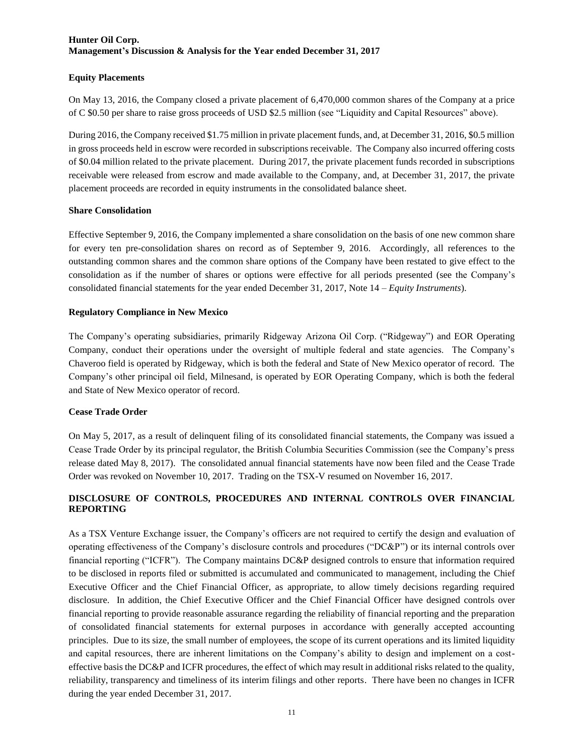### Equity Placements

On May 13, 2016, the Company closed a private placement of 6,470,000 common shares of the Company at a price of C $0.50 per share to raise gross proceeds of USD $2.5 million (see "Liquidity and Capital Resources" above).

During 2016, the Company received $1.75 million in private placement funds, and, at December 31, 2016, $0.5 million in gross proceeds held in escrow were recorded in subscriptions receivable. The Company also incurred offering costs of $0.04 million related to the private placement. During 2017, the private placement funds recorded in subscriptions receivable were released from escrow and made available to the Company, and, at December 31, 2017, the private placement proceeds are recorded in equity instruments in the consolidated balance sheet.

### Share Consolidation

Effective September 9, 2016, the Company implemented a share consolidation on the basis of one new common share for every ten pre-consolidation shares on record as of September 9, 2016. Accordingly, all references to the outstanding common shares and the common share options of the Company have been restated to give effect to the consolidation as if the number of shares or options were effective for all periods presented (see the Company's consolidated financial statements for the year ended December 31, 2017, Note 14 – *Equity Instruments*).

### Regulatory Compliance in New Mexico

The Company's operating subsidiaries, primarily Ridgeway Arizona Oil Corp. ("Ridgeway") and EOR Operating Company, conduct their operations under the oversight of multiple federal and state agencies. The Company's Chaveroo field is operated by Ridgeway, which is both the federal and State of New Mexico operator of record. The Company's other principal oil field, Milnesand, is operated by EOR Operating Company, which is both the federal and State of New Mexico operator of record.

### Cease Trade Order

On May 5, 2017, as a result of delinquent filing of its consolidated financial statements, the Company was issued a Cease Trade Order by its principal regulator, the British Columbia Securities Commission (see the Company's press release dated May 8, 2017). The consolidated annual financial statements have now been filed and the Cease Trade Order was revoked on November 10, 2017. Trading on the TSX-V resumed on November 16, 2017.

## DISCLOSURE OF CONTROLS, PROCEDURES AND INTERNAL CONTROLS OVER FINANCIAL REPORTING

As a TSX Venture Exchange issuer, the Company's officers are not required to certify the design and evaluation of operating effectiveness of the Company's disclosure controls and procedures ("DC&P") or its internal controls over financial reporting ("ICFR"). The Company maintains DC&P designed controls to ensure that information required to be disclosed in reports filed or submitted is accumulated and communicated to management, including the Chief Executive Officer and the Chief Financial Officer, as appropriate, to allow timely decisions regarding required disclosure. In addition, the Chief Executive Officer and the Chief Financial Officer have designed controls over financial reporting to provide reasonable assurance regarding the reliability of financial reporting and the preparation of consolidated financial statements for external purposes in accordance with generally accepted accounting principles. Due to its size, the small number of employees, the scope of its current operations and its limited liquidity and capital resources, there are inherent limitations on the Company's ability to design and implement on a cost-effective basis the DC&P and ICFR procedures, the effect of which may result in additional risks related to the quality, reliability, transparency and timeliness of its interim filings and other reports. There have been no changes in ICFR during the year ended December 31, 2017.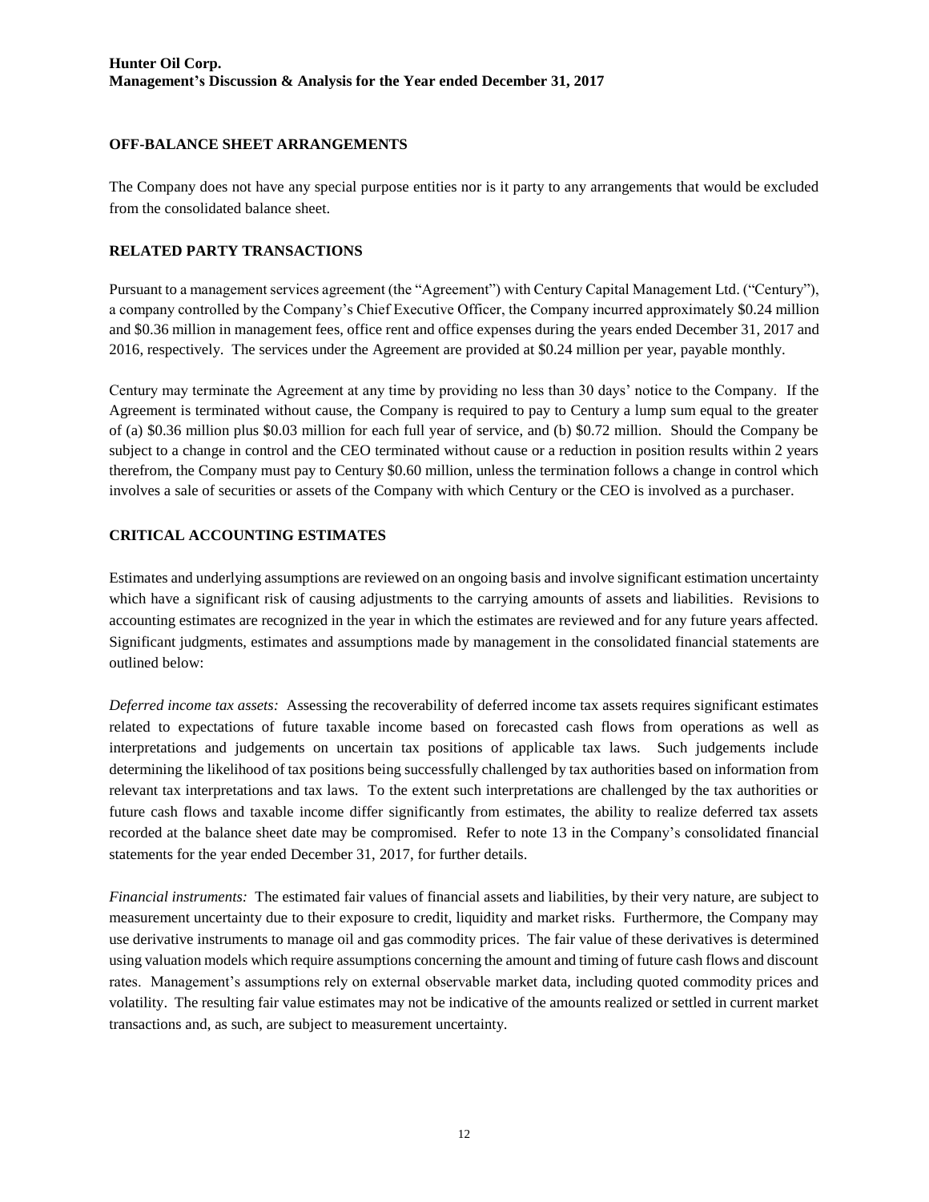## OFF-BALANCE SHEET ARRANGEMENTS

The Company does not have any special purpose entities nor is it party to any arrangements that would be excluded from the consolidated balance sheet.

## RELATED PARTY TRANSACTIONS

Pursuant to a management services agreement (the "Agreement") with Century Capital Management Ltd. ("Century"), a company controlled by the Company's Chief Executive Officer, the Company incurred approximately $0.24 million and $0.36 million in management fees, office rent and office expenses during the years ended December 31, 2017 and 2016, respectively. The services under the Agreement are provided at $0.24 million per year, payable monthly.

Century may terminate the Agreement at any time by providing no less than 30 days' notice to the Company. If the Agreement is terminated without cause, the Company is required to pay to Century a lump sum equal to the greater of (a) $0.36 million plus $0.03 million for each full year of service, and (b) $0.72 million. Should the Company be subject to a change in control and the CEO terminated without cause or a reduction in position results within 2 years therefrom, the Company must pay to Century $0.60 million, unless the termination follows a change in control which involves a sale of securities or assets of the Company with which Century or the CEO is involved as a purchaser.

## CRITICAL ACCOUNTING ESTIMATES

Estimates and underlying assumptions are reviewed on an ongoing basis and involve significant estimation uncertainty which have a significant risk of causing adjustments to the carrying amounts of assets and liabilities. Revisions to accounting estimates are recognized in the year in which the estimates are reviewed and for any future years affected. Significant judgments, estimates and assumptions made by management in the consolidated financial statements are outlined below:

*Deferred income tax assets:* Assessing the recoverability of deferred income tax assets requires significant estimates related to expectations of future taxable income based on forecasted cash flows from operations as well as interpretations and judgements on uncertain tax positions of applicable tax laws. Such judgements include determining the likelihood of tax positions being successfully challenged by tax authorities based on information from relevant tax interpretations and tax laws. To the extent such interpretations are challenged by the tax authorities or future cash flows and taxable income differ significantly from estimates, the ability to realize deferred tax assets recorded at the balance sheet date may be compromised. Refer to note 13 in the Company's consolidated financial statements for the year ended December 31, 2017, for further details.

*Financial instruments:* The estimated fair values of financial assets and liabilities, by their very nature, are subject to measurement uncertainty due to their exposure to credit, liquidity and market risks. Furthermore, the Company may use derivative instruments to manage oil and gas commodity prices. The fair value of these derivatives is determined using valuation models which require assumptions concerning the amount and timing of future cash flows and discount rates. Management's assumptions rely on external observable market data, including quoted commodity prices and volatility. The resulting fair value estimates may not be indicative of the amounts realized or settled in current market transactions and, as such, are subject to measurement uncertainty.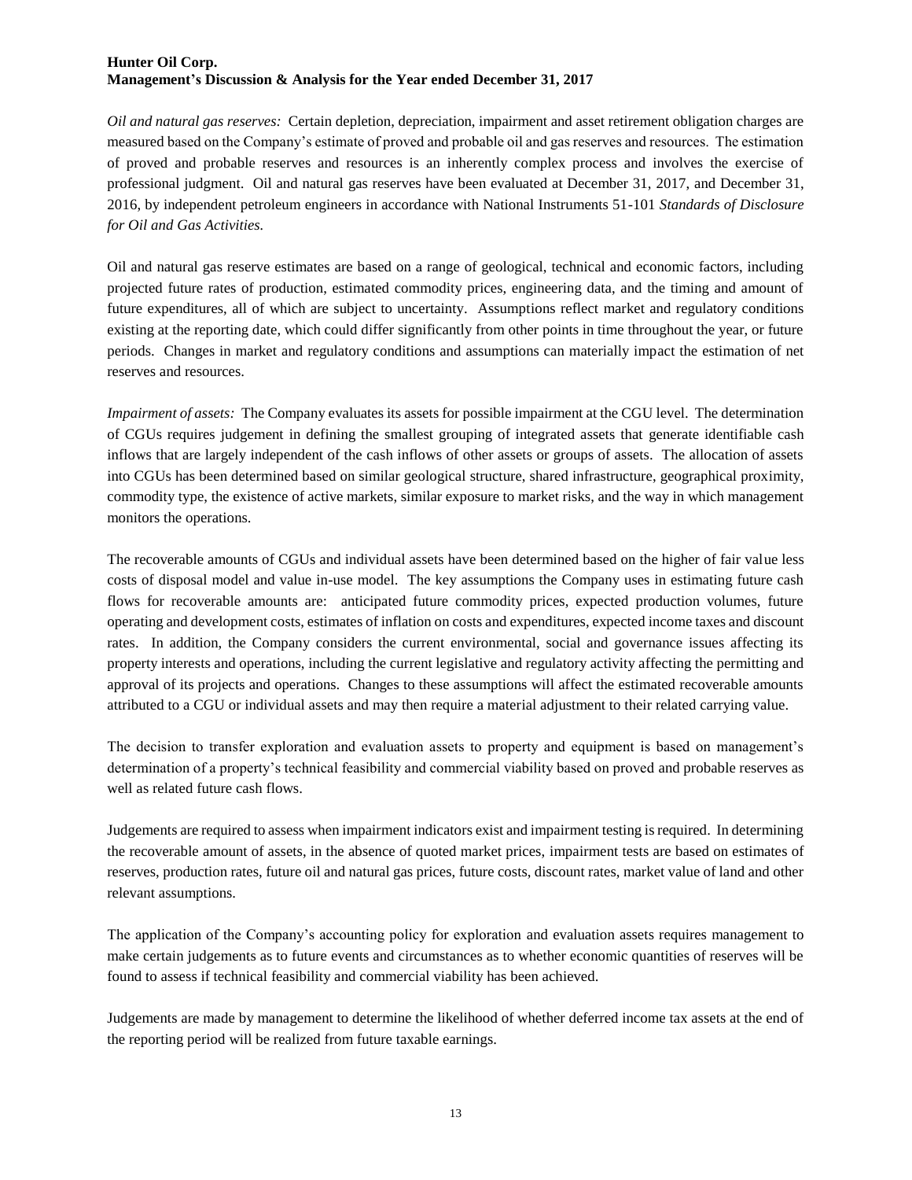*Oil and natural gas reserves:* Certain depletion, depreciation, impairment and asset retirement obligation charges are measured based on the Company's estimate of proved and probable oil and gas reserves and resources. The estimation of proved and probable reserves and resources is an inherently complex process and involves the exercise of professional judgment. Oil and natural gas reserves have been evaluated at December 31, 2017, and December 31, 2016, by independent petroleum engineers in accordance with National Instruments 51-101 *Standards of Disclosure for Oil and Gas Activities.*

Oil and natural gas reserve estimates are based on a range of geological, technical and economic factors, including projected future rates of production, estimated commodity prices, engineering data, and the timing and amount of future expenditures, all of which are subject to uncertainty. Assumptions reflect market and regulatory conditions existing at the reporting date, which could differ significantly from other points in time throughout the year, or future periods. Changes in market and regulatory conditions and assumptions can materially impact the estimation of net reserves and resources.

*Impairment of assets:* The Company evaluates its assets for possible impairment at the CGU level. The determination of CGUs requires judgement in defining the smallest grouping of integrated assets that generate identifiable cash inflows that are largely independent of the cash inflows of other assets or groups of assets. The allocation of assets into CGUs has been determined based on similar geological structure, shared infrastructure, geographical proximity, commodity type, the existence of active markets, similar exposure to market risks, and the way in which management monitors the operations.

The recoverable amounts of CGUs and individual assets have been determined based on the higher of fair value less costs of disposal model and value in-use model. The key assumptions the Company uses in estimating future cash flows for recoverable amounts are: anticipated future commodity prices, expected production volumes, future operating and development costs, estimates of inflation on costs and expenditures, expected income taxes and discount rates. In addition, the Company considers the current environmental, social and governance issues affecting its property interests and operations, including the current legislative and regulatory activity affecting the permitting and approval of its projects and operations. Changes to these assumptions will affect the estimated recoverable amounts attributed to a CGU or individual assets and may then require a material adjustment to their related carrying value.

The decision to transfer exploration and evaluation assets to property and equipment is based on management's determination of a property's technical feasibility and commercial viability based on proved and probable reserves as well as related future cash flows.

Judgements are required to assess when impairment indicators exist and impairment testing is required. In determining the recoverable amount of assets, in the absence of quoted market prices, impairment tests are based on estimates of reserves, production rates, future oil and natural gas prices, future costs, discount rates, market value of land and other relevant assumptions.

The application of the Company's accounting policy for exploration and evaluation assets requires management to make certain judgements as to future events and circumstances as to whether economic quantities of reserves will be found to assess if technical feasibility and commercial viability has been achieved.

Judgements are made by management to determine the likelihood of whether deferred income tax assets at the end of the reporting period will be realized from future taxable earnings.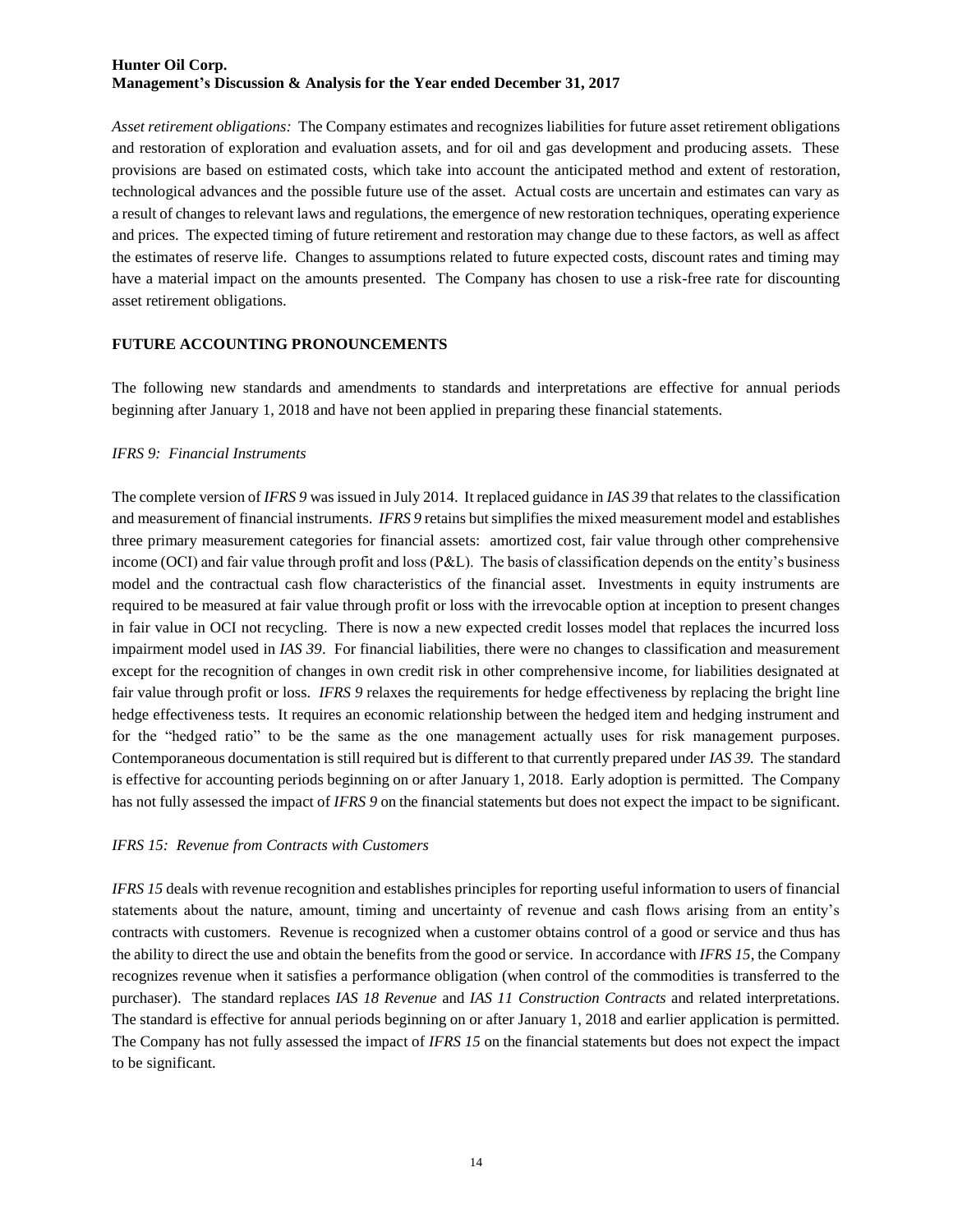*Asset retirement obligations:* The Company estimates and recognizes liabilities for future asset retirement obligations and restoration of exploration and evaluation assets, and for oil and gas development and producing assets. These provisions are based on estimated costs, which take into account the anticipated method and extent of restoration, technological advances and the possible future use of the asset. Actual costs are uncertain and estimates can vary as a result of changes to relevant laws and regulations, the emergence of new restoration techniques, operating experience and prices. The expected timing of future retirement and restoration may change due to these factors, as well as affect the estimates of reserve life. Changes to assumptions related to future expected costs, discount rates and timing may have a material impact on the amounts presented. The Company has chosen to use a risk-free rate for discounting asset retirement obligations.

## FUTURE ACCOUNTING PRONOUNCEMENTS

The following new standards and amendments to standards and interpretations are effective for annual periods beginning after January 1, 2018 and have not been applied in preparing these financial statements.

*IFRS 9: Financial Instruments*

The complete version of *IFRS 9* was issued in July 2014. It replaced guidance in *IAS 39* that relates to the classification and measurement of financial instruments. *IFRS 9* retains but simplifies the mixed measurement model and establishes three primary measurement categories for financial assets: amortized cost, fair value through other comprehensive income (OCI) and fair value through profit and loss (P&L). The basis of classification depends on the entity's business model and the contractual cash flow characteristics of the financial asset. Investments in equity instruments are required to be measured at fair value through profit or loss with the irrevocable option at inception to present changes in fair value in OCI not recycling. There is now a new expected credit losses model that replaces the incurred loss impairment model used in *IAS 39*. For financial liabilities, there were no changes to classification and measurement except for the recognition of changes in own credit risk in other comprehensive income, for liabilities designated at fair value through profit or loss. *IFRS 9* relaxes the requirements for hedge effectiveness by replacing the bright line hedge effectiveness tests. It requires an economic relationship between the hedged item and hedging instrument and for the "hedged ratio" to be the same as the one management actually uses for risk management purposes. Contemporaneous documentation is still required but is different to that currently prepared under *IAS 39.* The standard is effective for accounting periods beginning on or after January 1, 2018. Early adoption is permitted. The Company has not fully assessed the impact of *IFRS 9* on the financial statements but does not expect the impact to be significant.

*IFRS 15: Revenue from Contracts with Customers*

*IFRS 15* deals with revenue recognition and establishes principles for reporting useful information to users of financial statements about the nature, amount, timing and uncertainty of revenue and cash flows arising from an entity's contracts with customers. Revenue is recognized when a customer obtains control of a good or service and thus has the ability to direct the use and obtain the benefits from the good or service. In accordance with *IFRS 15*, the Company recognizes revenue when it satisfies a performance obligation (when control of the commodities is transferred to the purchaser). The standard replaces *IAS 18 Revenue* and *IAS 11 Construction Contracts* and related interpretations. The standard is effective for annual periods beginning on or after January 1, 2018 and earlier application is permitted. The Company has not fully assessed the impact of *IFRS 15* on the financial statements but does not expect the impact to be significant.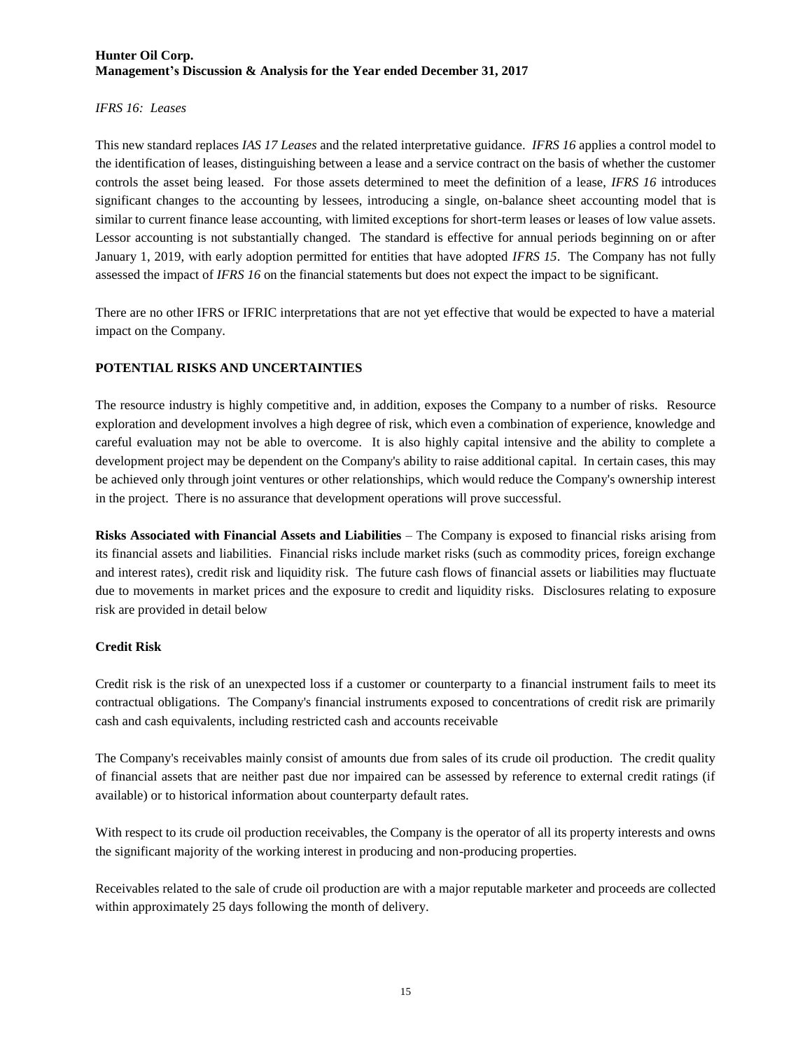*IFRS 16: Leases*

This new standard replaces *IAS 17 Leases* and the related interpretative guidance. *IFRS 16* applies a control model to the identification of leases, distinguishing between a lease and a service contract on the basis of whether the customer controls the asset being leased. For those assets determined to meet the definition of a lease, *IFRS 16* introduces significant changes to the accounting by lessees, introducing a single, on-balance sheet accounting model that is similar to current finance lease accounting, with limited exceptions for short-term leases or leases of low value assets. Lessor accounting is not substantially changed. The standard is effective for annual periods beginning on or after January 1, 2019, with early adoption permitted for entities that have adopted *IFRS 15*. The Company has not fully assessed the impact of *IFRS 16* on the financial statements but does not expect the impact to be significant.

There are no other IFRS or IFRIC interpretations that are not yet effective that would be expected to have a material impact on the Company.

## POTENTIAL RISKS AND UNCERTAINTIES

The resource industry is highly competitive and, in addition, exposes the Company to a number of risks. Resource exploration and development involves a high degree of risk, which even a combination of experience, knowledge and careful evaluation may not be able to overcome. It is also highly capital intensive and the ability to complete a development project may be dependent on the Company's ability to raise additional capital. In certain cases, this may be achieved only through joint ventures or other relationships, which would reduce the Company's ownership interest in the project. There is no assurance that development operations will prove successful.

**Risks Associated with Financial Assets and Liabilities** – The Company is exposed to financial risks arising from its financial assets and liabilities. Financial risks include market risks (such as commodity prices, foreign exchange and interest rates), credit risk and liquidity risk. The future cash flows of financial assets or liabilities may fluctuate due to movements in market prices and the exposure to credit and liquidity risks. Disclosures relating to exposure risk are provided in detail below

### Credit Risk

Credit risk is the risk of an unexpected loss if a customer or counterparty to a financial instrument fails to meet its contractual obligations. The Company's financial instruments exposed to concentrations of credit risk are primarily cash and cash equivalents, including restricted cash and accounts receivable

The Company's receivables mainly consist of amounts due from sales of its crude oil production. The credit quality of financial assets that are neither past due nor impaired can be assessed by reference to external credit ratings (if available) or to historical information about counterparty default rates.

With respect to its crude oil production receivables, the Company is the operator of all its property interests and owns the significant majority of the working interest in producing and non-producing properties.

Receivables related to the sale of crude oil production are with a major reputable marketer and proceeds are collected within approximately 25 days following the month of delivery.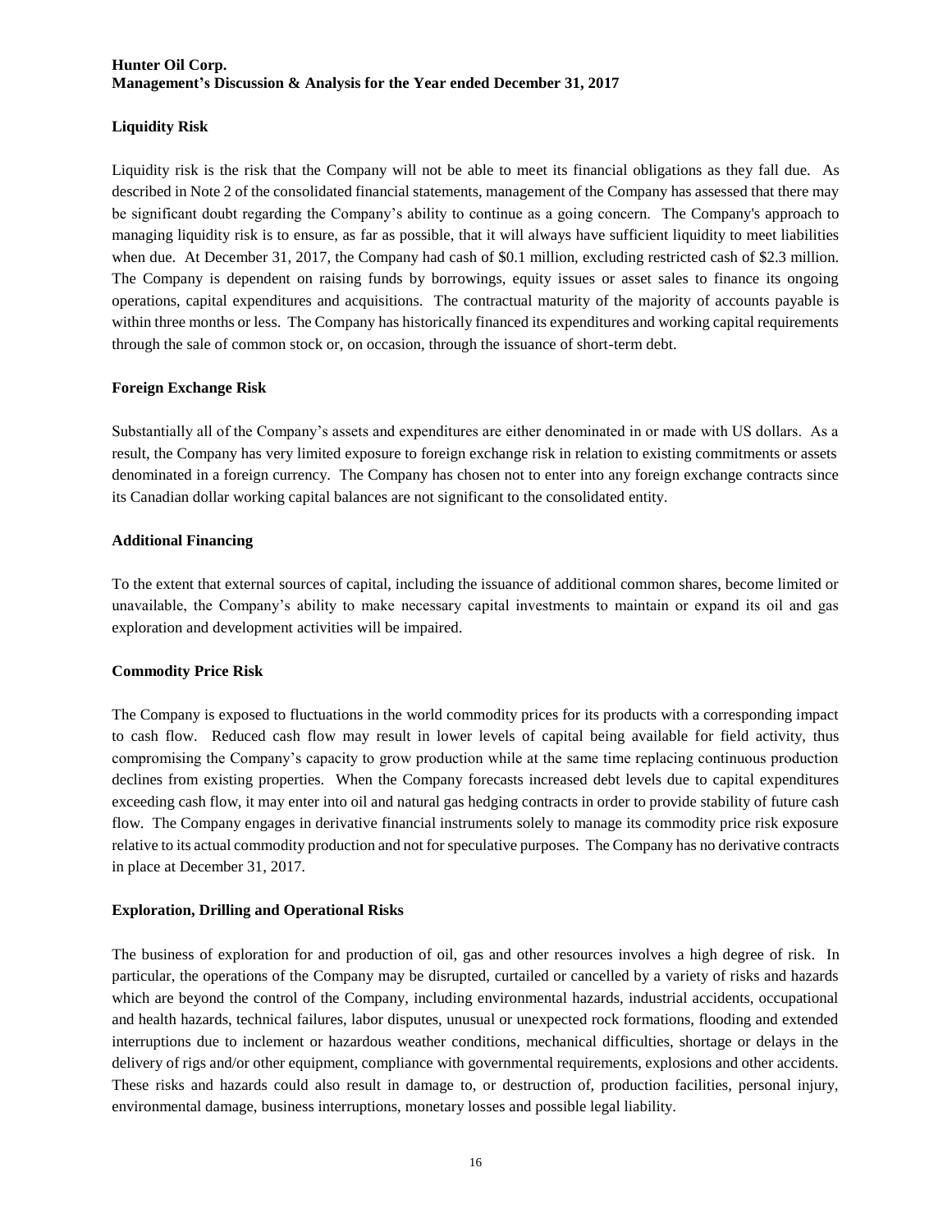### Liquidity Risk

Liquidity risk is the risk that the Company will not be able to meet its financial obligations as they fall due. As described in Note 2 of the consolidated financial statements, management of the Company has assessed that there may be significant doubt regarding the Company's ability to continue as a going concern. The Company's approach to managing liquidity risk is to ensure, as far as possible, that it will always have sufficient liquidity to meet liabilities when due. At December 31, 2017, the Company had cash of $0.1 million, excluding restricted cash of $2.3 million. The Company is dependent on raising funds by borrowings, equity issues or asset sales to finance its ongoing operations, capital expenditures and acquisitions. The contractual maturity of the majority of accounts payable is within three months or less. The Company has historically financed its expenditures and working capital requirements through the sale of common stock or, on occasion, through the issuance of short-term debt.

### Foreign Exchange Risk

Substantially all of the Company's assets and expenditures are either denominated in or made with US dollars. As a result, the Company has very limited exposure to foreign exchange risk in relation to existing commitments or assets denominated in a foreign currency. The Company has chosen not to enter into any foreign exchange contracts since its Canadian dollar working capital balances are not significant to the consolidated entity.

### Additional Financing

To the extent that external sources of capital, including the issuance of additional common shares, become limited or unavailable, the Company's ability to make necessary capital investments to maintain or expand its oil and gas exploration and development activities will be impaired.

### Commodity Price Risk

The Company is exposed to fluctuations in the world commodity prices for its products with a corresponding impact to cash flow. Reduced cash flow may result in lower levels of capital being available for field activity, thus compromising the Company's capacity to grow production while at the same time replacing continuous production declines from existing properties. When the Company forecasts increased debt levels due to capital expenditures exceeding cash flow, it may enter into oil and natural gas hedging contracts in order to provide stability of future cash flow. The Company engages in derivative financial instruments solely to manage its commodity price risk exposure relative to its actual commodity production and not for speculative purposes. The Company has no derivative contracts in place at December 31, 2017.

### Exploration, Drilling and Operational Risks

The business of exploration for and production of oil, gas and other resources involves a high degree of risk. In particular, the operations of the Company may be disrupted, curtailed or cancelled by a variety of risks and hazards which are beyond the control of the Company, including environmental hazards, industrial accidents, occupational and health hazards, technical failures, labor disputes, unusual or unexpected rock formations, flooding and extended interruptions due to inclement or hazardous weather conditions, mechanical difficulties, shortage or delays in the delivery of rigs and/or other equipment, compliance with governmental requirements, explosions and other accidents. These risks and hazards could also result in damage to, or destruction of, production facilities, personal injury, environmental damage, business interruptions, monetary losses and possible legal liability.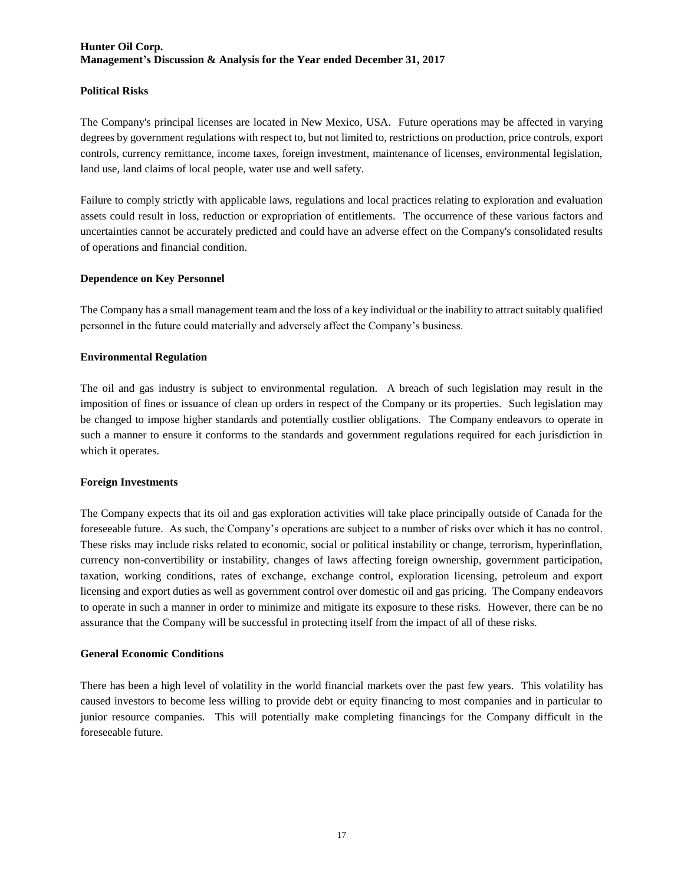**Political Risks**

The Company's principal licenses are located in New Mexico, USA. Future operations may be affected in varying degrees by government regulations with respect to, but not limited to, restrictions on production, price controls, export controls, currency remittance, income taxes, foreign investment, maintenance of licenses, environmental legislation, land use, land claims of local people, water use and well safety.

Failure to comply strictly with applicable laws, regulations and local practices relating to exploration and evaluation assets could result in loss, reduction or expropriation of entitlements. The occurrence of these various factors and uncertainties cannot be accurately predicted and could have an adverse effect on the Company's consolidated results of operations and financial condition.

**Dependence on Key Personnel**

The Company has a small management team and the loss of a key individual or the inability to attract suitably qualified personnel in the future could materially and adversely affect the Company's business.

**Environmental Regulation**

The oil and gas industry is subject to environmental regulation. A breach of such legislation may result in the imposition of fines or issuance of clean up orders in respect of the Company or its properties. Such legislation may be changed to impose higher standards and potentially costlier obligations. The Company endeavors to operate in such a manner to ensure it conforms to the standards and government regulations required for each jurisdiction in which it operates.

**Foreign Investments**

The Company expects that its oil and gas exploration activities will take place principally outside of Canada for the foreseeable future. As such, the Company's operations are subject to a number of risks over which it has no control. These risks may include risks related to economic, social or political instability or change, terrorism, hyperinflation, currency non-convertibility or instability, changes of laws affecting foreign ownership, government participation, taxation, working conditions, rates of exchange, exchange control, exploration licensing, petroleum and export licensing and export duties as well as government control over domestic oil and gas pricing. The Company endeavors to operate in such a manner in order to minimize and mitigate its exposure to these risks. However, there can be no assurance that the Company will be successful in protecting itself from the impact of all of these risks.

**General Economic Conditions**

There has been a high level of volatility in the world financial markets over the past few years. This volatility has caused investors to become less willing to provide debt or equity financing to most companies and in particular to junior resource companies. This will potentially make completing financings for the Company difficult in the foreseeable future.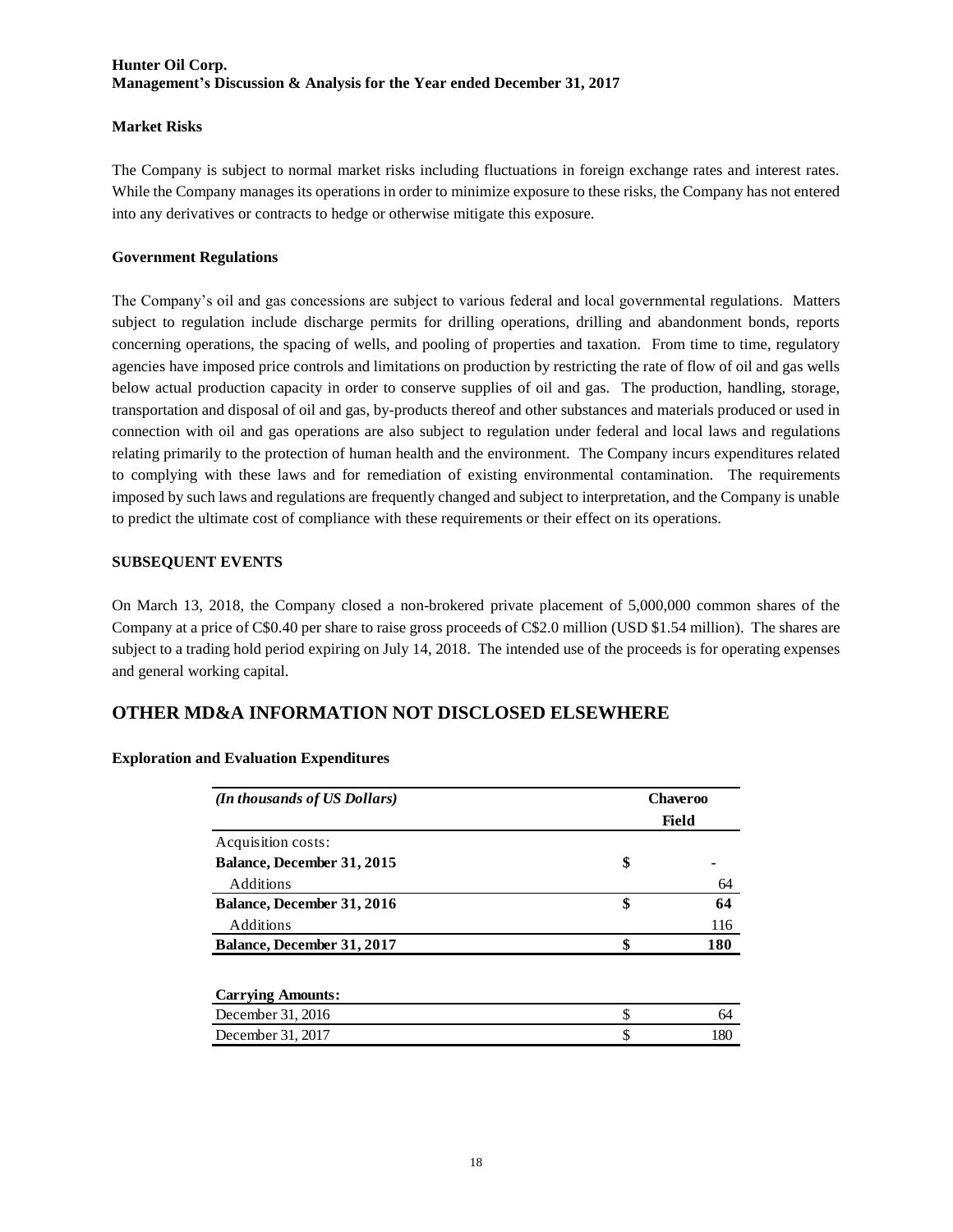### Market Risks

The Company is subject to normal market risks including fluctuations in foreign exchange rates and interest rates. While the Company manages its operations in order to minimize exposure to these risks, the Company has not entered into any derivatives or contracts to hedge or otherwise mitigate this exposure.

### Government Regulations

The Company's oil and gas concessions are subject to various federal and local governmental regulations. Matters subject to regulation include discharge permits for drilling operations, drilling and abandonment bonds, reports concerning operations, the spacing of wells, and pooling of properties and taxation. From time to time, regulatory agencies have imposed price controls and limitations on production by restricting the rate of flow of oil and gas wells below actual production capacity in order to conserve supplies of oil and gas. The production, handling, storage, transportation and disposal of oil and gas, by-products thereof and other substances and materials produced or used in connection with oil and gas operations are also subject to regulation under federal and local laws and regulations relating primarily to the protection of human health and the environment. The Company incurs expenditures related to complying with these laws and for remediation of existing environmental contamination. The requirements imposed by such laws and regulations are frequently changed and subject to interpretation, and the Company is unable to predict the ultimate cost of compliance with these requirements or their effect on its operations.

### SUBSEQUENT EVENTS

On March 13, 2018, the Company closed a non-brokered private placement of 5,000,000 common shares of the Company at a price of C$0.40 per share to raise gross proceeds of C$2.0 million (USD $1.54 million). The shares are subject to a trading hold period expiring on July 14, 2018. The intended use of the proceeds is for operating expenses and general working capital.

## OTHER MD&A INFORMATION NOT DISCLOSED ELSEWHERE

### Exploration and Evaluation Expenditures

| *(In thousands of US Dollars)* | | Chaveroo Field |
|---|---|---|
| Acquisition costs: | | |
| **Balance, December 31, 2015** | **$** | **-** |
| Additions | | 64 |
| **Balance, December 31, 2016** | **$** | **64** |
| Additions | | 116 |
| **Balance, December 31, 2017** | **$** | **180** |
| | | |
| **Carrying Amounts:** | | |
| December 31, 2016 | $ | 64 |
| December 31, 2017 | $ | 180 |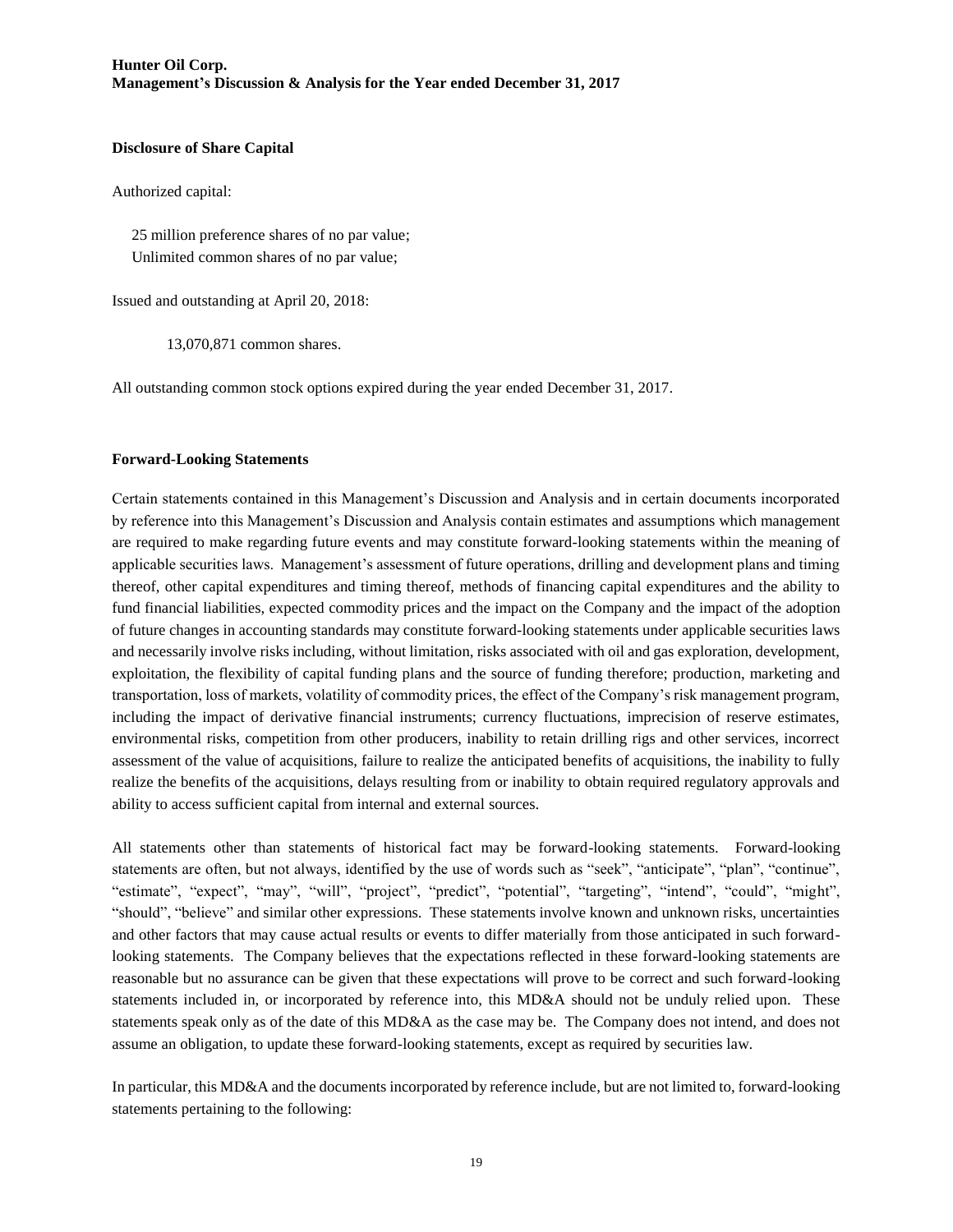### Disclosure of Share Capital

Authorized capital:

25 million preference shares of no par value;
Unlimited common shares of no par value;

Issued and outstanding at April 20, 2018:

13,070,871 common shares.

All outstanding common stock options expired during the year ended December 31, 2017.

### Forward-Looking Statements

Certain statements contained in this Management's Discussion and Analysis and in certain documents incorporated by reference into this Management's Discussion and Analysis contain estimates and assumptions which management are required to make regarding future events and may constitute forward-looking statements within the meaning of applicable securities laws. Management's assessment of future operations, drilling and development plans and timing thereof, other capital expenditures and timing thereof, methods of financing capital expenditures and the ability to fund financial liabilities, expected commodity prices and the impact on the Company and the impact of the adoption of future changes in accounting standards may constitute forward-looking statements under applicable securities laws and necessarily involve risks including, without limitation, risks associated with oil and gas exploration, development, exploitation, the flexibility of capital funding plans and the source of funding therefore; production, marketing and transportation, loss of markets, volatility of commodity prices, the effect of the Company's risk management program, including the impact of derivative financial instruments; currency fluctuations, imprecision of reserve estimates, environmental risks, competition from other producers, inability to retain drilling rigs and other services, incorrect assessment of the value of acquisitions, failure to realize the anticipated benefits of acquisitions, the inability to fully realize the benefits of the acquisitions, delays resulting from or inability to obtain required regulatory approvals and ability to access sufficient capital from internal and external sources.

All statements other than statements of historical fact may be forward-looking statements. Forward-looking statements are often, but not always, identified by the use of words such as "seek", "anticipate", "plan", "continue", "estimate", "expect", "may", "will", "project", "predict", "potential", "targeting", "intend", "could", "might", "should", "believe" and similar other expressions. These statements involve known and unknown risks, uncertainties and other factors that may cause actual results or events to differ materially from those anticipated in such forward-looking statements. The Company believes that the expectations reflected in these forward-looking statements are reasonable but no assurance can be given that these expectations will prove to be correct and such forward-looking statements included in, or incorporated by reference into, this MD&A should not be unduly relied upon. These statements speak only as of the date of this MD&A as the case may be. The Company does not intend, and does not assume an obligation, to update these forward-looking statements, except as required by securities law.

In particular, this MD&A and the documents incorporated by reference include, but are not limited to, forward-looking statements pertaining to the following: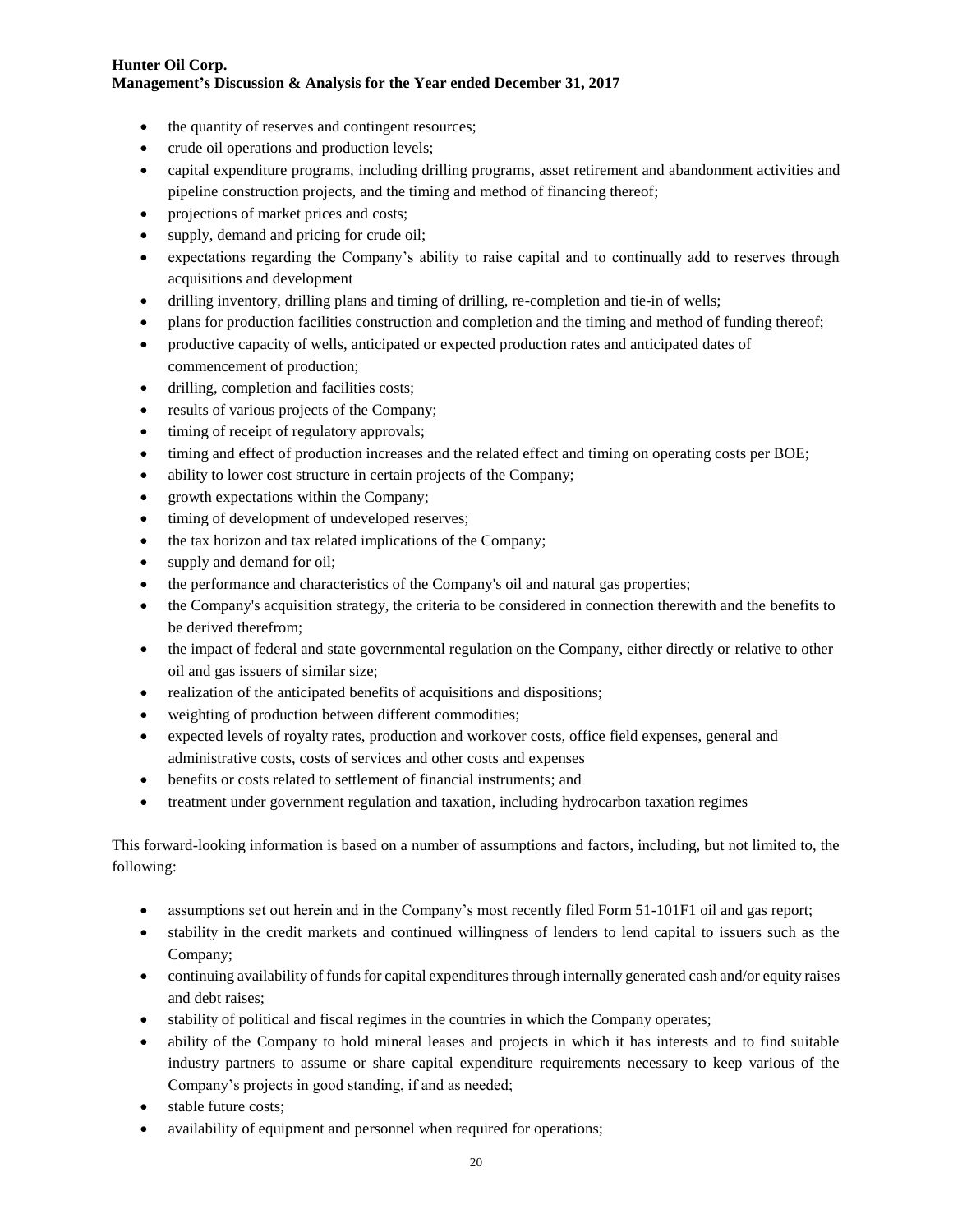- the quantity of reserves and contingent resources;
- crude oil operations and production levels;
- capital expenditure programs, including drilling programs, asset retirement and abandonment activities and pipeline construction projects, and the timing and method of financing thereof;
- projections of market prices and costs;
- supply, demand and pricing for crude oil;
- expectations regarding the Company's ability to raise capital and to continually add to reserves through acquisitions and development
- drilling inventory, drilling plans and timing of drilling, re-completion and tie-in of wells;
- plans for production facilities construction and completion and the timing and method of funding thereof;
- productive capacity of wells, anticipated or expected production rates and anticipated dates of commencement of production;
- drilling, completion and facilities costs;
- results of various projects of the Company;
- timing of receipt of regulatory approvals;
- timing and effect of production increases and the related effect and timing on operating costs per BOE;
- ability to lower cost structure in certain projects of the Company;
- growth expectations within the Company;
- timing of development of undeveloped reserves;
- the tax horizon and tax related implications of the Company;
- supply and demand for oil;
- the performance and characteristics of the Company's oil and natural gas properties;
- the Company's acquisition strategy, the criteria to be considered in connection therewith and the benefits to be derived therefrom;
- the impact of federal and state governmental regulation on the Company, either directly or relative to other oil and gas issuers of similar size;
- realization of the anticipated benefits of acquisitions and dispositions;
- weighting of production between different commodities;
- expected levels of royalty rates, production and workover costs, office field expenses, general and administrative costs, costs of services and other costs and expenses
- benefits or costs related to settlement of financial instruments; and
- treatment under government regulation and taxation, including hydrocarbon taxation regimes

This forward-looking information is based on a number of assumptions and factors, including, but not limited to, the following:

- assumptions set out herein and in the Company's most recently filed Form 51-101F1 oil and gas report;
- stability in the credit markets and continued willingness of lenders to lend capital to issuers such as the Company;
- continuing availability of funds for capital expenditures through internally generated cash and/or equity raises and debt raises;
- stability of political and fiscal regimes in the countries in which the Company operates;
- ability of the Company to hold mineral leases and projects in which it has interests and to find suitable industry partners to assume or share capital expenditure requirements necessary to keep various of the Company's projects in good standing, if and as needed;
- stable future costs;
- availability of equipment and personnel when required for operations;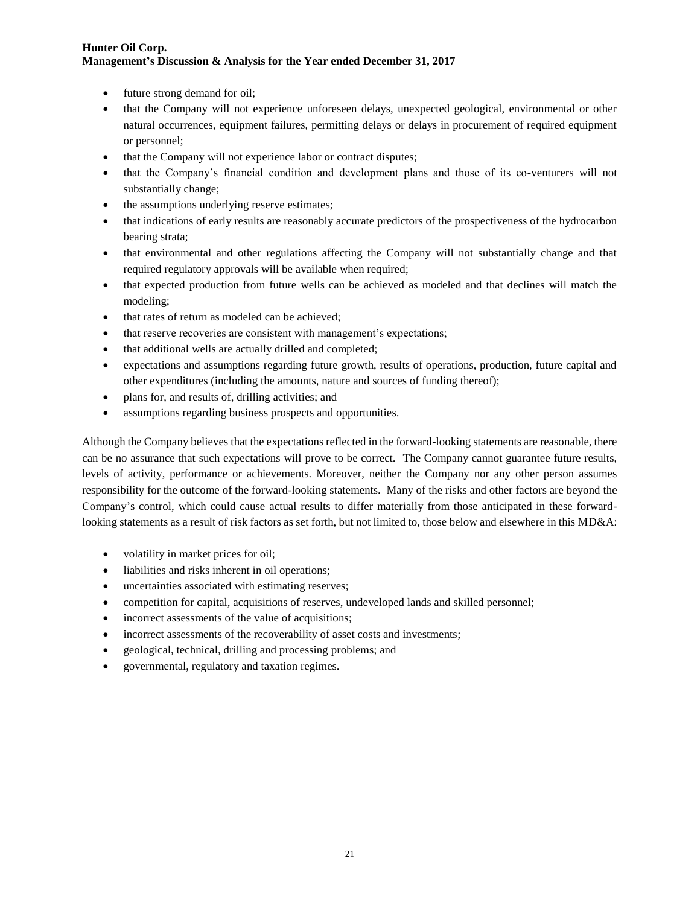- future strong demand for oil;
- that the Company will not experience unforeseen delays, unexpected geological, environmental or other natural occurrences, equipment failures, permitting delays or delays in procurement of required equipment or personnel;
- that the Company will not experience labor or contract disputes;
- that the Company's financial condition and development plans and those of its co-venturers will not substantially change;
- the assumptions underlying reserve estimates;
- that indications of early results are reasonably accurate predictors of the prospectiveness of the hydrocarbon bearing strata;
- that environmental and other regulations affecting the Company will not substantially change and that required regulatory approvals will be available when required;
- that expected production from future wells can be achieved as modeled and that declines will match the modeling;
- that rates of return as modeled can be achieved;
- that reserve recoveries are consistent with management's expectations;
- that additional wells are actually drilled and completed;
- expectations and assumptions regarding future growth, results of operations, production, future capital and other expenditures (including the amounts, nature and sources of funding thereof);
- plans for, and results of, drilling activities; and
- assumptions regarding business prospects and opportunities.

Although the Company believes that the expectations reflected in the forward-looking statements are reasonable, there can be no assurance that such expectations will prove to be correct. The Company cannot guarantee future results, levels of activity, performance or achievements. Moreover, neither the Company nor any other person assumes responsibility for the outcome of the forward-looking statements. Many of the risks and other factors are beyond the Company's control, which could cause actual results to differ materially from those anticipated in these forward-looking statements as a result of risk factors as set forth, but not limited to, those below and elsewhere in this MD&A:

- volatility in market prices for oil;
- liabilities and risks inherent in oil operations;
- uncertainties associated with estimating reserves;
- competition for capital, acquisitions of reserves, undeveloped lands and skilled personnel;
- incorrect assessments of the value of acquisitions;
- incorrect assessments of the recoverability of asset costs and investments;
- geological, technical, drilling and processing problems; and
- governmental, regulatory and taxation regimes.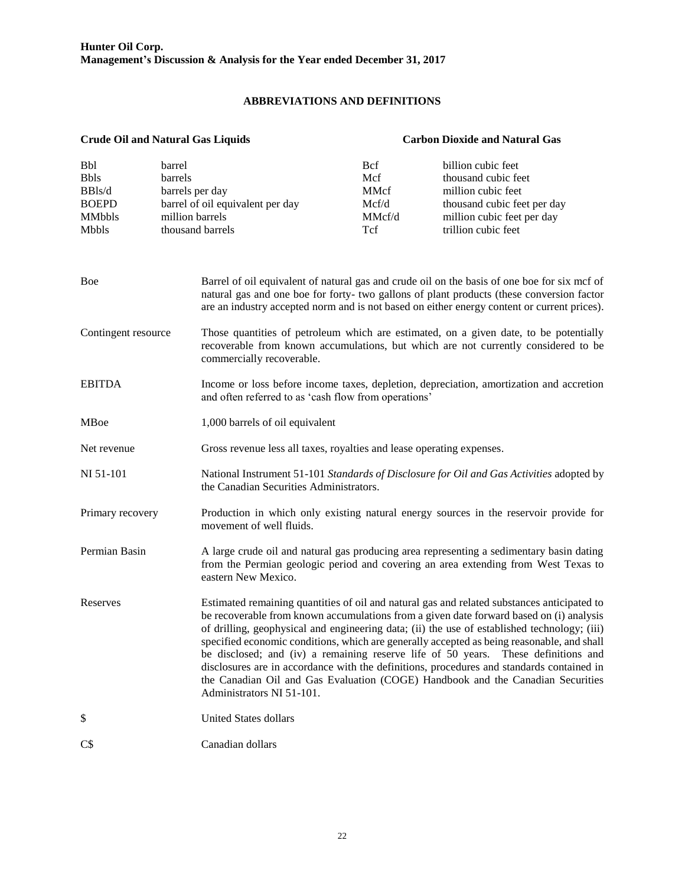## ABBREVIATIONS AND DEFINITIONS

| Crude Oil and Natural Gas Liquids | | Carbon Dioxide and Natural Gas | |
|---|---|---|---|
| Bbl | barrel | Bcf | billion cubic feet |
| Bbls | barrels | Mcf | thousand cubic feet |
| BBls/d | barrels per day | MMcf | million cubic feet |
| BOEPD | barrel of oil equivalent per day | Mcf/d | thousand cubic feet per day |
| MMbbls | million barrels | MMcf/d | million cubic feet per day |
| Mbbls | thousand barrels | Tcf | trillion cubic feet |

| | |
|---|---|
| Boe | Barrel of oil equivalent of natural gas and crude oil on the basis of one boe for six mcf of natural gas and one boe for forty- two gallons of plant products (these conversion factor are an industry accepted norm and is not based on either energy content or current prices). |
| Contingent resource | Those quantities of petroleum which are estimated, on a given date, to be potentially recoverable from known accumulations, but which are not currently considered to be commercially recoverable. |
| EBITDA | Income or loss before income taxes, depletion, depreciation, amortization and accretion and often referred to as 'cash flow from operations' |
| MBoe | 1,000 barrels of oil equivalent |
| Net revenue | Gross revenue less all taxes, royalties and lease operating expenses. |
| NI 51-101 | National Instrument 51-101 *Standards of Disclosure for Oil and Gas Activities* adopted by the Canadian Securities Administrators. |
| Primary recovery | Production in which only existing natural energy sources in the reservoir provide for movement of well fluids. |
| Permian Basin | A large crude oil and natural gas producing area representing a sedimentary basin dating from the Permian geologic period and covering an area extending from West Texas to eastern New Mexico. |
| Reserves | Estimated remaining quantities of oil and natural gas and related substances anticipated to be recoverable from known accumulations from a given date forward based on (i) analysis of drilling, geophysical and engineering data; (ii) the use of established technology; (iii) specified economic conditions, which are generally accepted as being reasonable, and shall be disclosed; and (iv) a remaining reserve life of 50 years. These definitions and disclosures are in accordance with the definitions, procedures and standards contained in the Canadian Oil and Gas Evaluation (COGE) Handbook and the Canadian Securities Administrators NI 51-101. |
| $ | United States dollars |
| C$ | Canadian dollars |